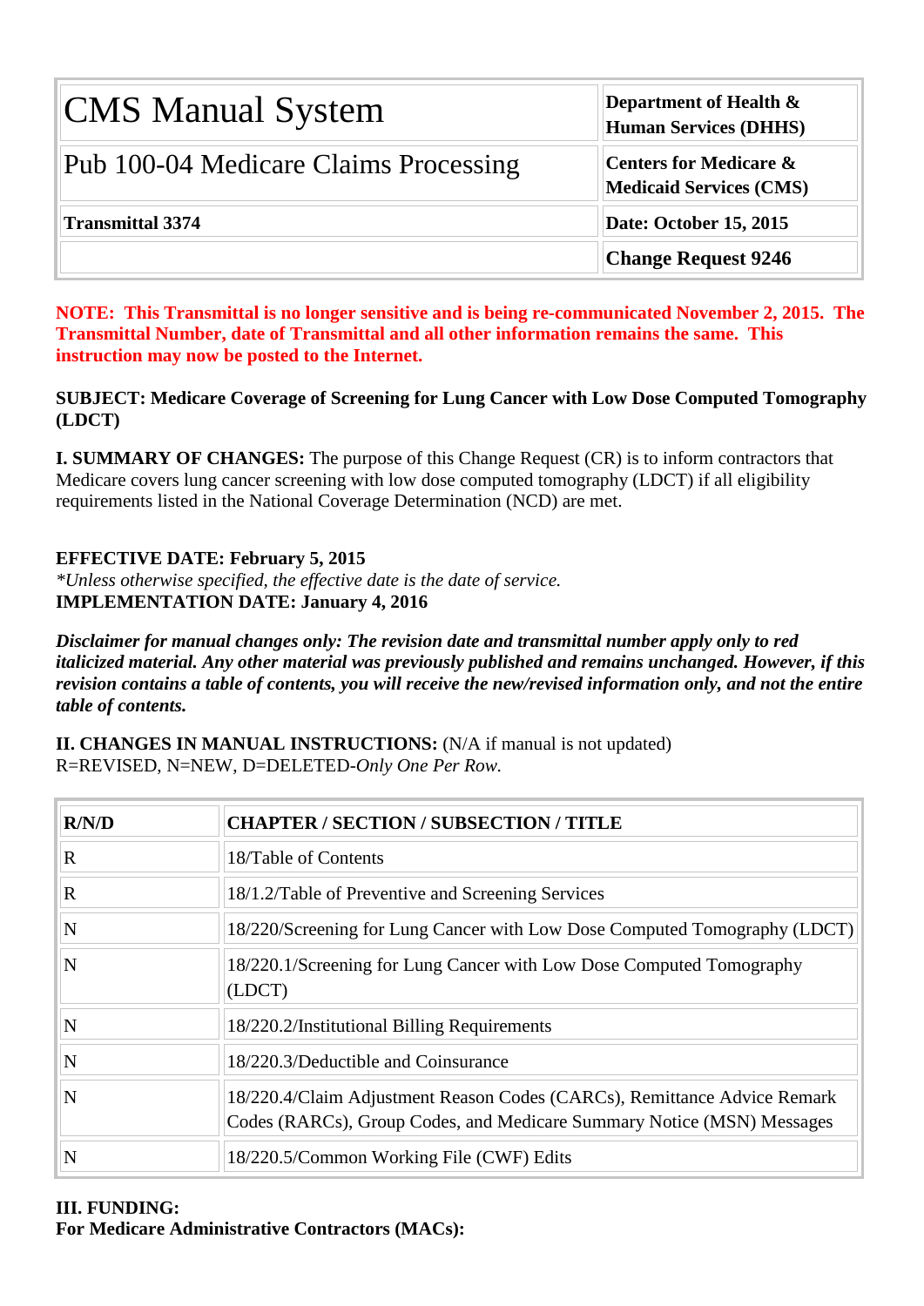| CMS Manual System | Department of Health & Human Services (DHHS) |
| --- | --- |
| Pub 100-04 Medicare Claims Processing | Centers for Medicare & Medicaid Services (CMS) |
| **Transmittal 3374** | **Date: October 15, 2015** |
| | **Change Request 9246** |

**NOTE: This Transmittal is no longer sensitive and is being re-communicated November 2, 2015. The Transmittal Number, date of Transmittal and all other information remains the same. This instruction may now be posted to the Internet.**

**SUBJECT: Medicare Coverage of Screening for Lung Cancer with Low Dose Computed Tomography (LDCT)**

**I. SUMMARY OF CHANGES:** The purpose of this Change Request (CR) is to inform contractors that Medicare covers lung cancer screening with low dose computed tomography (LDCT) if all eligibility requirements listed in the National Coverage Determination (NCD) are met.

**EFFECTIVE DATE: February 5, 2015**
*\*Unless otherwise specified, the effective date is the date of service.*
**IMPLEMENTATION DATE: January 4, 2016**

***Disclaimer for manual changes only: The revision date and transmittal number apply only to red italicized material. Any other material was previously published and remains unchanged. However, if this revision contains a table of contents, you will receive the new/revised information only, and not the entire table of contents.***

**II. CHANGES IN MANUAL INSTRUCTIONS:** (N/A if manual is not updated)
R=REVISED, N=NEW, D=DELETED-*Only One Per Row.*

| R/N/D | CHAPTER / SECTION / SUBSECTION / TITLE |
| --- | --- |
| R | 18/Table of Contents |
| R | 18/1.2/Table of Preventive and Screening Services |
| N | 18/220/Screening for Lung Cancer with Low Dose Computed Tomography (LDCT) |
| N | 18/220.1/Screening for Lung Cancer with Low Dose Computed Tomography (LDCT) |
| N | 18/220.2/Institutional Billing Requirements |
| N | 18/220.3/Deductible and Coinsurance |
| N | 18/220.4/Claim Adjustment Reason Codes (CARCs), Remittance Advice Remark Codes (RARCs), Group Codes, and Medicare Summary Notice (MSN) Messages |
| N | 18/220.5/Common Working File (CWF) Edits |

**III. FUNDING:**
**For Medicare Administrative Contractors (MACs):**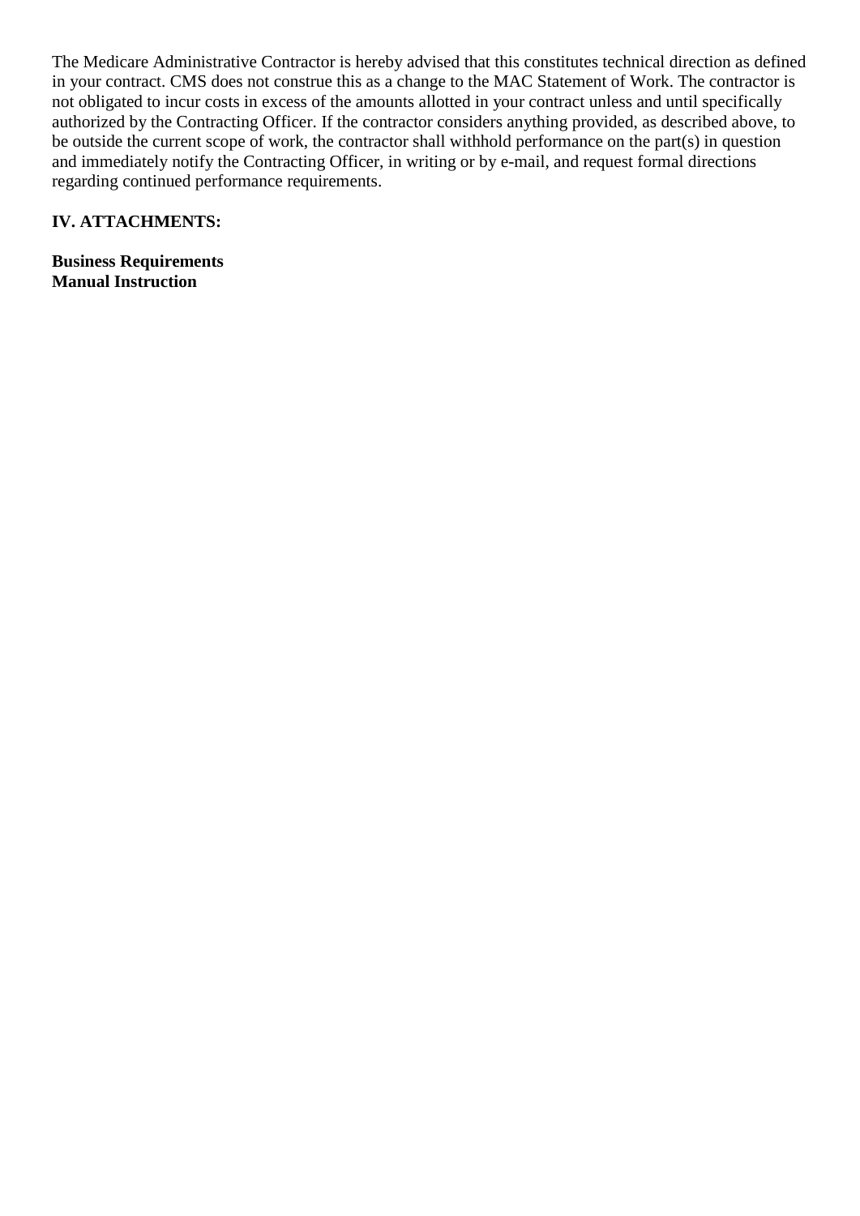The Medicare Administrative Contractor is hereby advised that this constitutes technical direction as defined in your contract. CMS does not construe this as a change to the MAC Statement of Work. The contractor is not obligated to incur costs in excess of the amounts allotted in your contract unless and until specifically authorized by the Contracting Officer. If the contractor considers anything provided, as described above, to be outside the current scope of work, the contractor shall withhold performance on the part(s) in question and immediately notify the Contracting Officer, in writing or by e-mail, and request formal directions regarding continued performance requirements.

## IV. ATTACHMENTS:

**Business Requirements**
**Manual Instruction**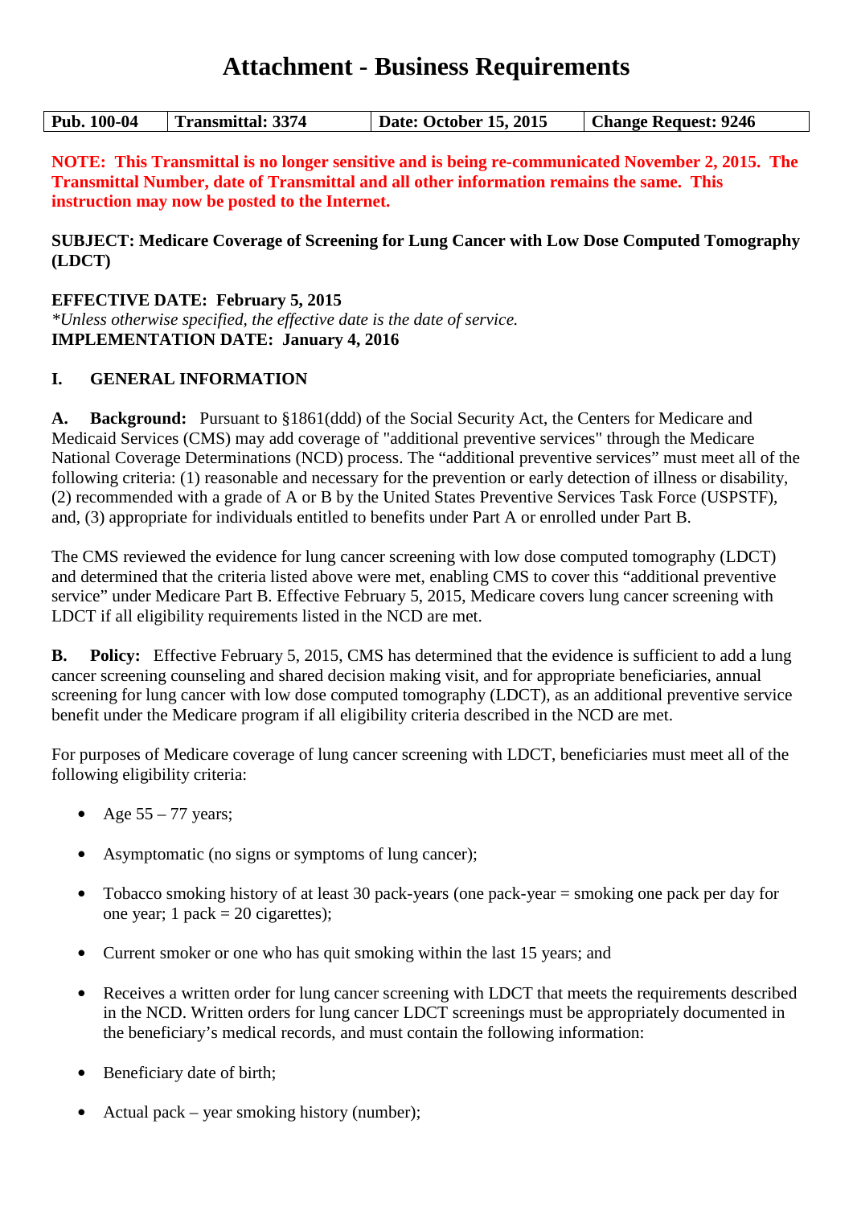# Attachment - Business Requirements

| Pub. 100-04 | Transmittal: 3374 | Date: October 15, 2015 | Change Request: 9246 |
|---|---|---|---|

**NOTE: This Transmittal is no longer sensitive and is being re-communicated November 2, 2015. The Transmittal Number, date of Transmittal and all other information remains the same. This instruction may now be posted to the Internet.**

**SUBJECT: Medicare Coverage of Screening for Lung Cancer with Low Dose Computed Tomography (LDCT)**

**EFFECTIVE DATE: February 5, 2015**
*\*Unless otherwise specified, the effective date is the date of service.*
**IMPLEMENTATION DATE: January 4, 2016**

## I. GENERAL INFORMATION

**A. Background:** Pursuant to §1861(ddd) of the Social Security Act, the Centers for Medicare and Medicaid Services (CMS) may add coverage of "additional preventive services" through the Medicare National Coverage Determinations (NCD) process. The "additional preventive services" must meet all of the following criteria: (1) reasonable and necessary for the prevention or early detection of illness or disability, (2) recommended with a grade of A or B by the United States Preventive Services Task Force (USPSTF), and, (3) appropriate for individuals entitled to benefits under Part A or enrolled under Part B.

The CMS reviewed the evidence for lung cancer screening with low dose computed tomography (LDCT) and determined that the criteria listed above were met, enabling CMS to cover this "additional preventive service" under Medicare Part B. Effective February 5, 2015, Medicare covers lung cancer screening with LDCT if all eligibility requirements listed in the NCD are met.

**B. Policy:** Effective February 5, 2015, CMS has determined that the evidence is sufficient to add a lung cancer screening counseling and shared decision making visit, and for appropriate beneficiaries, annual screening for lung cancer with low dose computed tomography (LDCT), as an additional preventive service benefit under the Medicare program if all eligibility criteria described in the NCD are met.

For purposes of Medicare coverage of lung cancer screening with LDCT, beneficiaries must meet all of the following eligibility criteria:

- Age 55 – 77 years;
- Asymptomatic (no signs or symptoms of lung cancer);
- Tobacco smoking history of at least 30 pack-years (one pack-year = smoking one pack per day for one year; 1 pack = 20 cigarettes);
- Current smoker or one who has quit smoking within the last 15 years; and
- Receives a written order for lung cancer screening with LDCT that meets the requirements described in the NCD. Written orders for lung cancer LDCT screenings must be appropriately documented in the beneficiary's medical records, and must contain the following information:
- Beneficiary date of birth;
- Actual pack – year smoking history (number);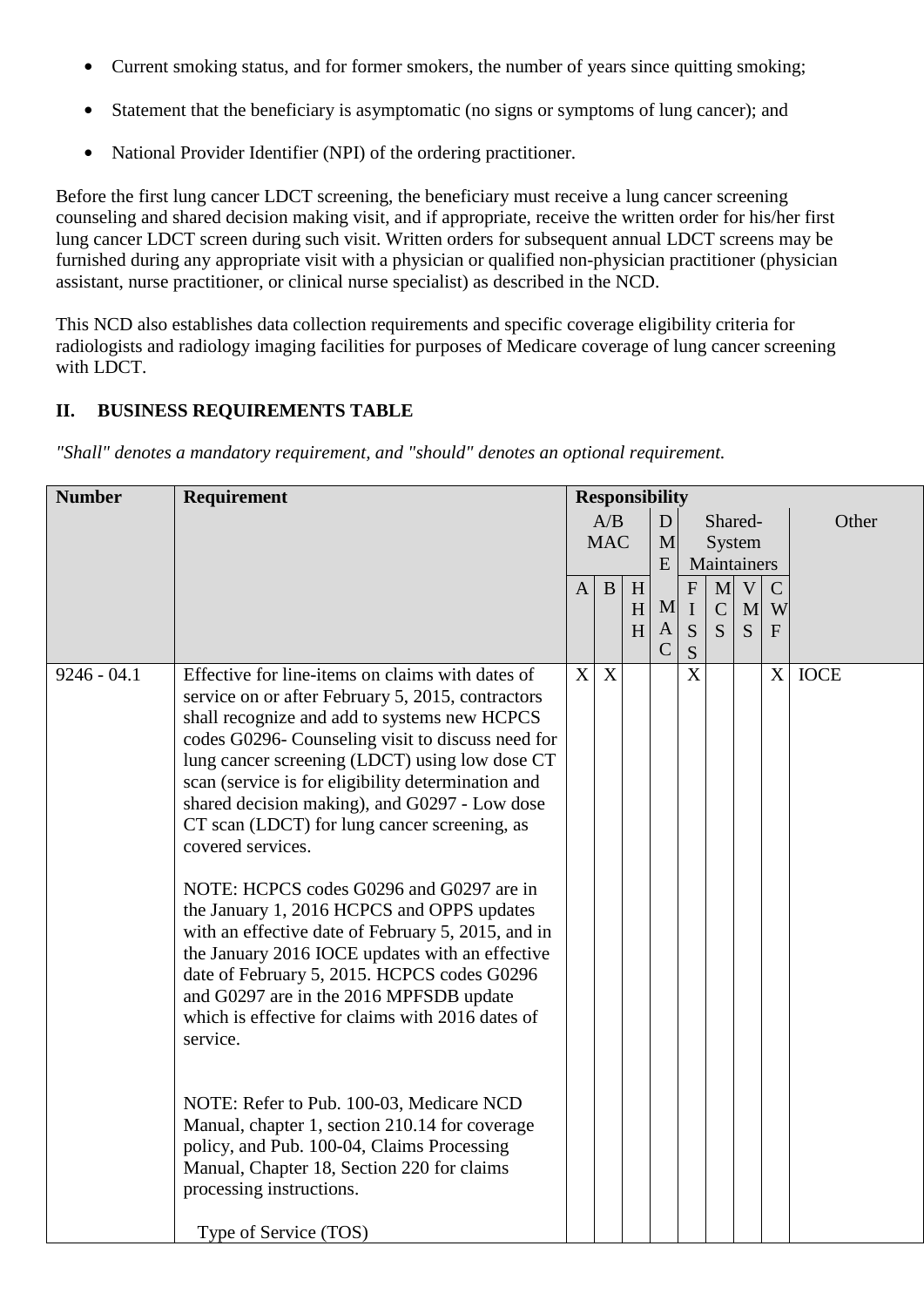- Current smoking status, and for former smokers, the number of years since quitting smoking;
- Statement that the beneficiary is asymptomatic (no signs or symptoms of lung cancer); and
- National Provider Identifier (NPI) of the ordering practitioner.

Before the first lung cancer LDCT screening, the beneficiary must receive a lung cancer screening counseling and shared decision making visit, and if appropriate, receive the written order for his/her first lung cancer LDCT screen during such visit. Written orders for subsequent annual LDCT screens may be furnished during any appropriate visit with a physician or qualified non-physician practitioner (physician assistant, nurse practitioner, or clinical nurse specialist) as described in the NCD.

This NCD also establishes data collection requirements and specific coverage eligibility criteria for radiologists and radiology imaging facilities for purposes of Medicare coverage of lung cancer screening with LDCT.

## II. BUSINESS REQUIREMENTS TABLE

*"Shall" denotes a mandatory requirement, and "should" denotes an optional requirement.*

| Number | Requirement | Responsibility | | | | | | | | |
|---|---|---|---|---|---|---|---|---|---|---|
| | | A/B MAC | | | DME | Shared-System Maintainers | | | | Other |
| | | A | B | HHH | MAC | FISS | MCS | VMS | CWF | |
| 9246 - 04.1 | Effective for line-items on claims with dates of service on or after February 5, 2015, contractors shall recognize and add to systems new HCPCS codes G0296- Counseling visit to discuss need for lung cancer screening (LDCT) using low dose CT scan (service is for eligibility determination and shared decision making), and G0297 - Low dose CT scan (LDCT) for lung cancer screening, as covered services.<br><br>NOTE: HCPCS codes G0296 and G0297 are in the January 1, 2016 HCPCS and OPPS updates with an effective date of February 5, 2015, and in the January 2016 IOCE updates with an effective date of February 5, 2015. HCPCS codes G0296 and G0297 are in the 2016 MPFSDB update which is effective for claims with 2016 dates of service.<br><br>NOTE: Refer to Pub. 100-03, Medicare NCD Manual, chapter 1, section 210.14 for coverage policy, and Pub. 100-04, Claims Processing Manual, Chapter 18, Section 220 for claims processing instructions.<br><br>Type of Service (TOS) | X | X | | | X | | | X | IOCE |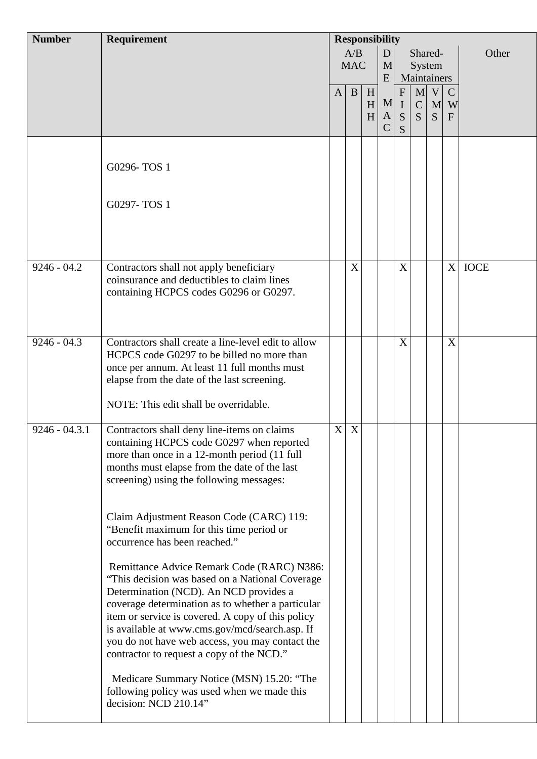| Number | Requirement | Responsibility | | | | | | | | |
|---|---|---|---|---|---|---|---|---|---|---|
| | | A/B MAC | | | DME MAC | Shared-System Maintainers | | | | Other |
| | | A | B | HHH | | FISS | MCS | VMS | CWF | |
| | G0296- TOS 1<br><br>G0297- TOS 1 | | | | | | | | | |
| 9246 - 04.2 | Contractors shall not apply beneficiary coinsurance and deductibles to claim lines containing HCPCS codes G0296 or G0297. | | X | | | X | | | X | IOCE |
| 9246 - 04.3 | Contractors shall create a line-level edit to allow HCPCS code G0297 to be billed no more than once per annum. At least 11 full months must elapse from the date of the last screening.<br><br>NOTE: This edit shall be overridable. | | | | | X | | | X | |
| 9246 - 04.3.1 | Contractors shall deny line-items on claims containing HCPCS code G0297 when reported more than once in a 12-month period (11 full months must elapse from the date of the last screening) using the following messages:<br><br>Claim Adjustment Reason Code (CARC) 119: "Benefit maximum for this time period or occurrence has been reached."<br><br>Remittance Advice Remark Code (RARC) N386: "This decision was based on a National Coverage Determination (NCD). An NCD provides a coverage determination as to whether a particular item or service is covered. A copy of this policy is available at www.cms.gov/mcd/search.asp. If you do not have web access, you may contact the contractor to request a copy of the NCD."<br><br>Medicare Summary Notice (MSN) 15.20: "The following policy was used when we made this decision: NCD 210.14" | X | X | | | | | | | |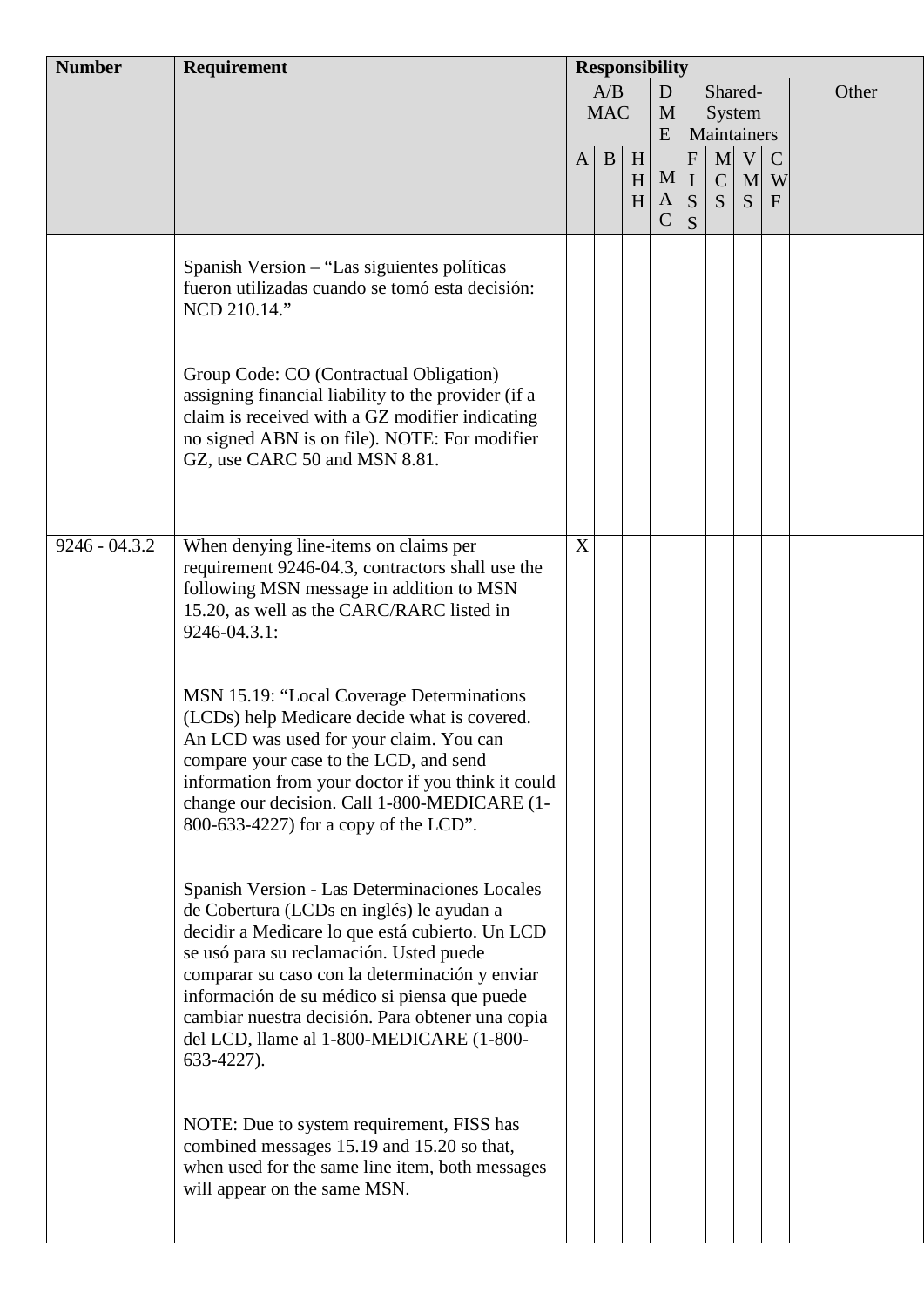| Number | Requirement | Responsibility | | | | | | | | |
|---|---|---|---|---|---|---|---|---|---|---|
| | | A/B MAC | | | DME | Shared-System Maintainers | | | | Other |
| | | A | B | HHH | MAC | FISS | MCS | VMS | CWF | |
| | Spanish Version – “Las siguientes políticas fueron utilizadas cuando se tomó esta decisión: NCD 210.14.”<br><br>Group Code: CO (Contractual Obligation) assigning financial liability to the provider (if a claim is received with a GZ modifier indicating no signed ABN is on file). NOTE: For modifier GZ, use CARC 50 and MSN 8.81. | | | | | | | | | |
| 9246 - 04.3.2 | When denying line-items on claims per requirement 9246-04.3, contractors shall use the following MSN message in addition to MSN 15.20, as well as the CARC/RARC listed in 9246-04.3.1:<br><br>MSN 15.19: “Local Coverage Determinations (LCDs) help Medicare decide what is covered. An LCD was used for your claim. You can compare your case to the LCD, and send information from your doctor if you think it could change our decision. Call 1-800-MEDICARE (1-800-633-4227) for a copy of the LCD”.<br><br>Spanish Version - Las Determinaciones Locales de Cobertura (LCDs en inglés) le ayudan a decidir a Medicare lo que está cubierto. Un LCD se usó para su reclamación. Usted puede comparar su caso con la determinación y enviar información de su médico si piensa que puede cambiar nuestra decisión. Para obtener una copia del LCD, llame al 1-800-MEDICARE (1-800-633-4227).<br><br>NOTE: Due to system requirement, FISS has combined messages 15.19 and 15.20 so that, when used for the same line item, both messages will appear on the same MSN. | X | | | | | | | | |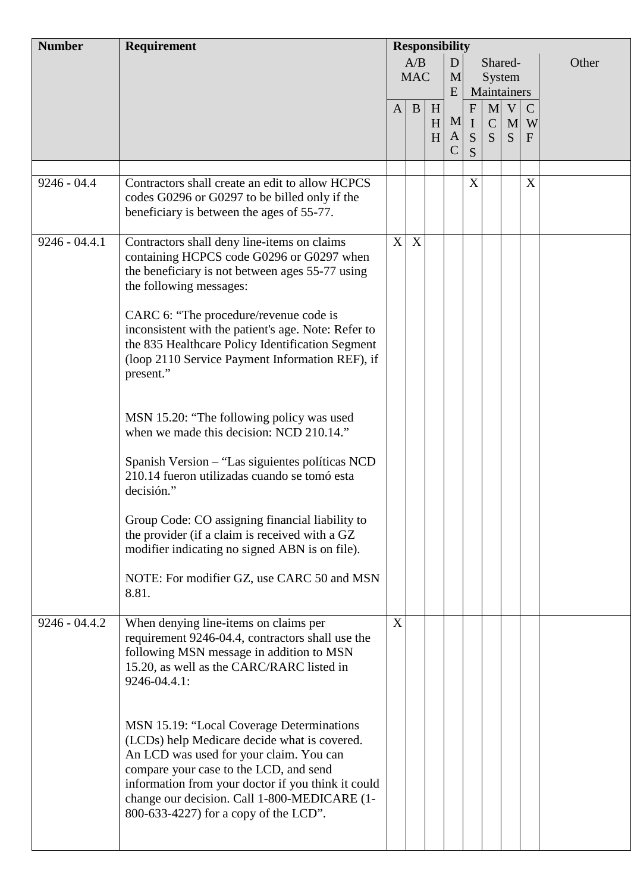| Number | Requirement | Responsibility | | | | | | | | | |
|---|---|---|---|---|---|---|---|---|---|---|---|
| | | A/B MAC | | | D M E | Shared-System Maintainers | | | | Other |
| | | A | B | H H H | M A C | F I S S | M C S | V M S | C W F | |
| | | | | | | | | | | |
| 9246 - 04.4 | Contractors shall create an edit to allow HCPCS codes G0296 or G0297 to be billed only if the beneficiary is between the ages of 55-77. | | | | | X | | | X | |
| 9246 - 04.4.1 | Contractors shall deny line-items on claims containing HCPCS code G0296 or G0297 when the beneficiary is not between ages 55-77 using the following messages:<br><br>CARC 6: "The procedure/revenue code is inconsistent with the patient's age. Note: Refer to the 835 Healthcare Policy Identification Segment (loop 2110 Service Payment Information REF), if present."<br><br>MSN 15.20: "The following policy was used when we made this decision: NCD 210.14."<br><br>Spanish Version – "Las siguientes políticas NCD 210.14 fueron utilizadas cuando se tomó esta decisión."<br><br>Group Code: CO assigning financial liability to the provider (if a claim is received with a GZ modifier indicating no signed ABN is on file).<br><br>NOTE: For modifier GZ, use CARC 50 and MSN 8.81. | X | X | | | | | | | |
| 9246 - 04.4.2 | When denying line-items on claims per requirement 9246-04.4, contractors shall use the following MSN message in addition to MSN 15.20, as well as the CARC/RARC listed in 9246-04.4.1:<br><br>MSN 15.19: "Local Coverage Determinations (LCDs) help Medicare decide what is covered. An LCD was used for your claim. You can compare your case to the LCD, and send information from your doctor if you think it could change our decision. Call 1-800-MEDICARE (1-800-633-4227) for a copy of the LCD". | X | | | | | | | | |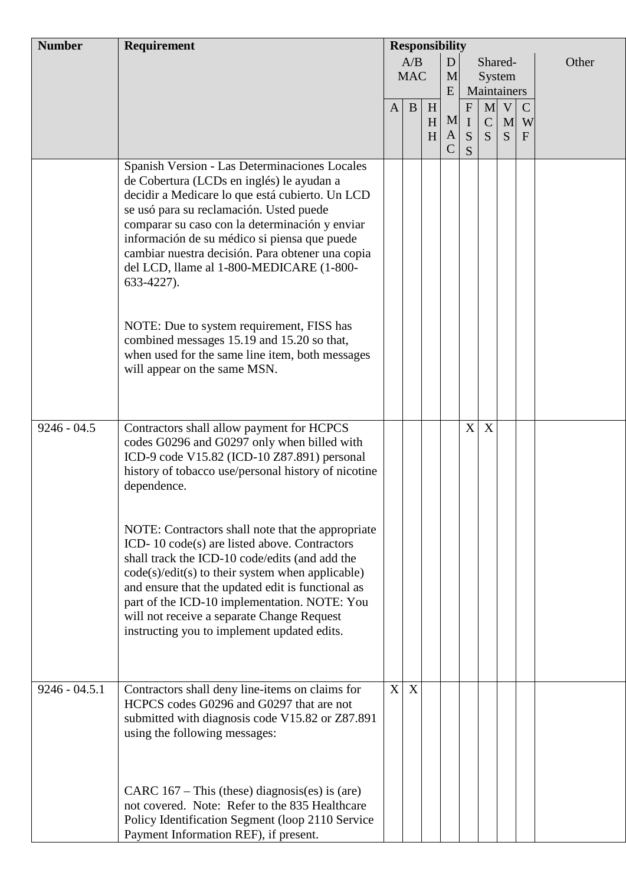| Number | Requirement | Responsibility | | | | | | | | |
|---|---|---|---|---|---|---|---|---|---|---|
| | | A/B MAC | | | D M E M A C | Shared-System Maintainers | | | | Other |
| | | A | B | H H H | | F I S S | M C S | V M S | C W F | |
| | Spanish Version - Las Determinaciones Locales de Cobertura (LCDs en inglés) le ayudan a decidir a Medicare lo que está cubierto. Un LCD se usó para su reclamación. Usted puede comparar su caso con la determinación y enviar información de su médico si piensa que puede cambiar nuestra decisión. Para obtener una copia del LCD, llame al 1-800-MEDICARE (1-800-633-4227).<br><br>NOTE: Due to system requirement, FISS has combined messages 15.19 and 15.20 so that, when used for the same line item, both messages will appear on the same MSN. | | | | | | | | | |
| 9246 - 04.5 | Contractors shall allow payment for HCPCS codes G0296 and G0297 only when billed with ICD-9 code V15.82 (ICD-10 Z87.891) personal history of tobacco use/personal history of nicotine dependence.<br><br>NOTE: Contractors shall note that the appropriate ICD- 10 code(s) are listed above. Contractors shall track the ICD-10 code/edits (and add the code(s)/edit(s) to their system when applicable) and ensure that the updated edit is functional as part of the ICD-10 implementation. NOTE: You will not receive a separate Change Request instructing you to implement updated edits. | | | | | X | X | | | |
| 9246 - 04.5.1 | Contractors shall deny line-items on claims for HCPCS codes G0296 and G0297 that are not submitted with diagnosis code V15.82 or Z87.891 using the following messages:<br><br>CARC 167 – This (these) diagnosis(es) is (are) not covered. Note: Refer to the 835 Healthcare Policy Identification Segment (loop 2110 Service Payment Information REF), if present. | X | X | | | | | | | |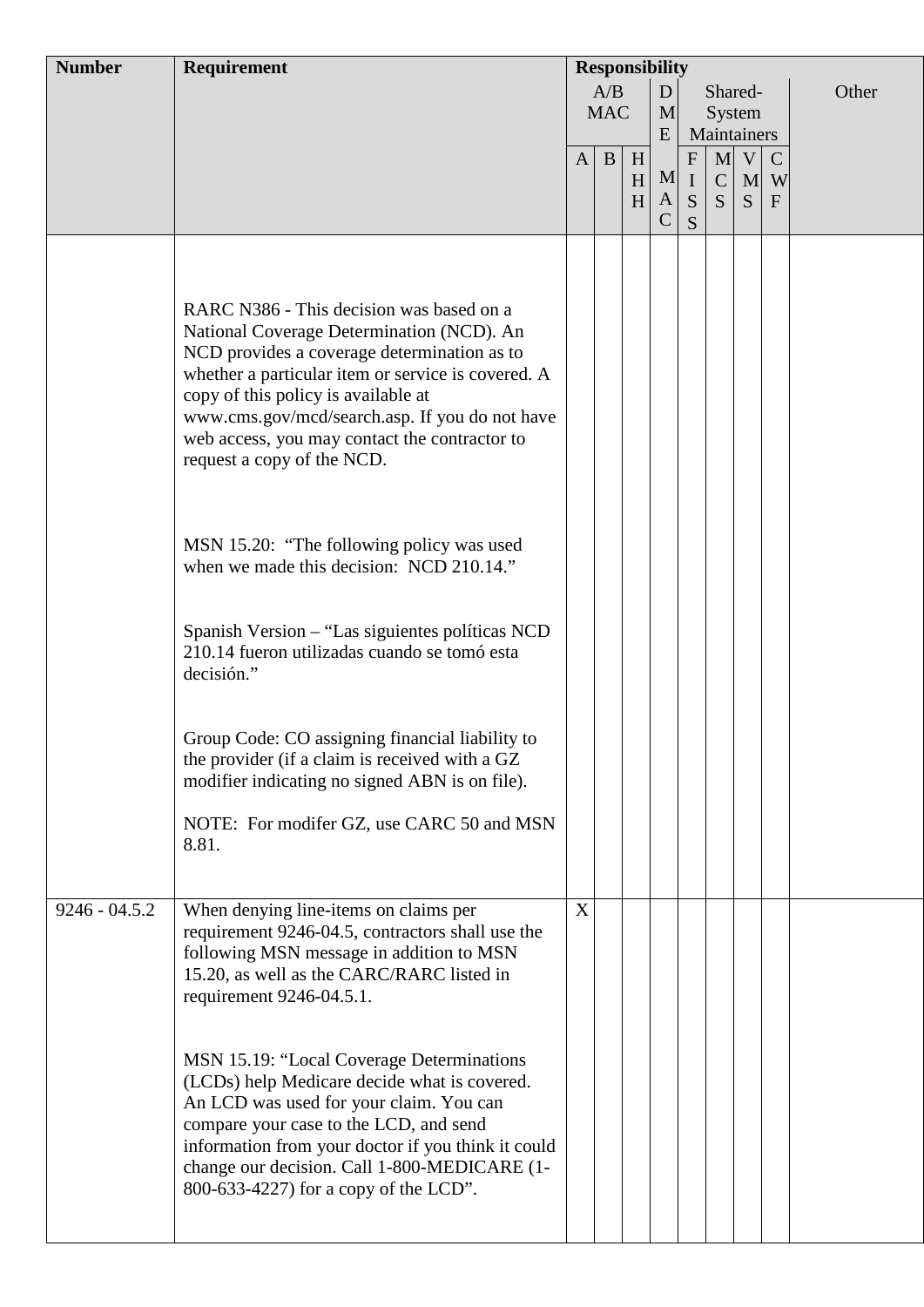| Number | Requirement | Responsibility | | | | | | | | |
|---|---|---|---|---|---|---|---|---|---|---|
| | | A/B MAC | | | DME MAC | Shared-System Maintainers | | | | Other |
| | | A | B | HHH | | FISS | MCS | VMS | CWF | |
| | RARC N386 - This decision was based on a National Coverage Determination (NCD). An NCD provides a coverage determination as to whether a particular item or service is covered. A copy of this policy is available at www.cms.gov/mcd/search.asp. If you do not have web access, you may contact the contractor to request a copy of the NCD.<br><br>MSN 15.20: "The following policy was used when we made this decision: NCD 210.14."<br><br>Spanish Version – "Las siguientes políticas NCD 210.14 fueron utilizadas cuando se tomó esta decisión."<br><br>Group Code: CO assigning financial liability to the provider (if a claim is received with a GZ modifier indicating no signed ABN is on file).<br><br>NOTE: For modifer GZ, use CARC 50 and MSN 8.81. | | | | | | | | | |
| 9246 - 04.5.2 | When denying line-items on claims per requirement 9246-04.5, contractors shall use the following MSN message in addition to MSN 15.20, as well as the CARC/RARC listed in requirement 9246-04.5.1.<br><br>MSN 15.19: "Local Coverage Determinations (LCDs) help Medicare decide what is covered. An LCD was used for your claim. You can compare your case to the LCD, and send information from your doctor if you think it could change our decision. Call 1-800-MEDICARE (1-800-633-4227) for a copy of the LCD". | X | | | | | | | | |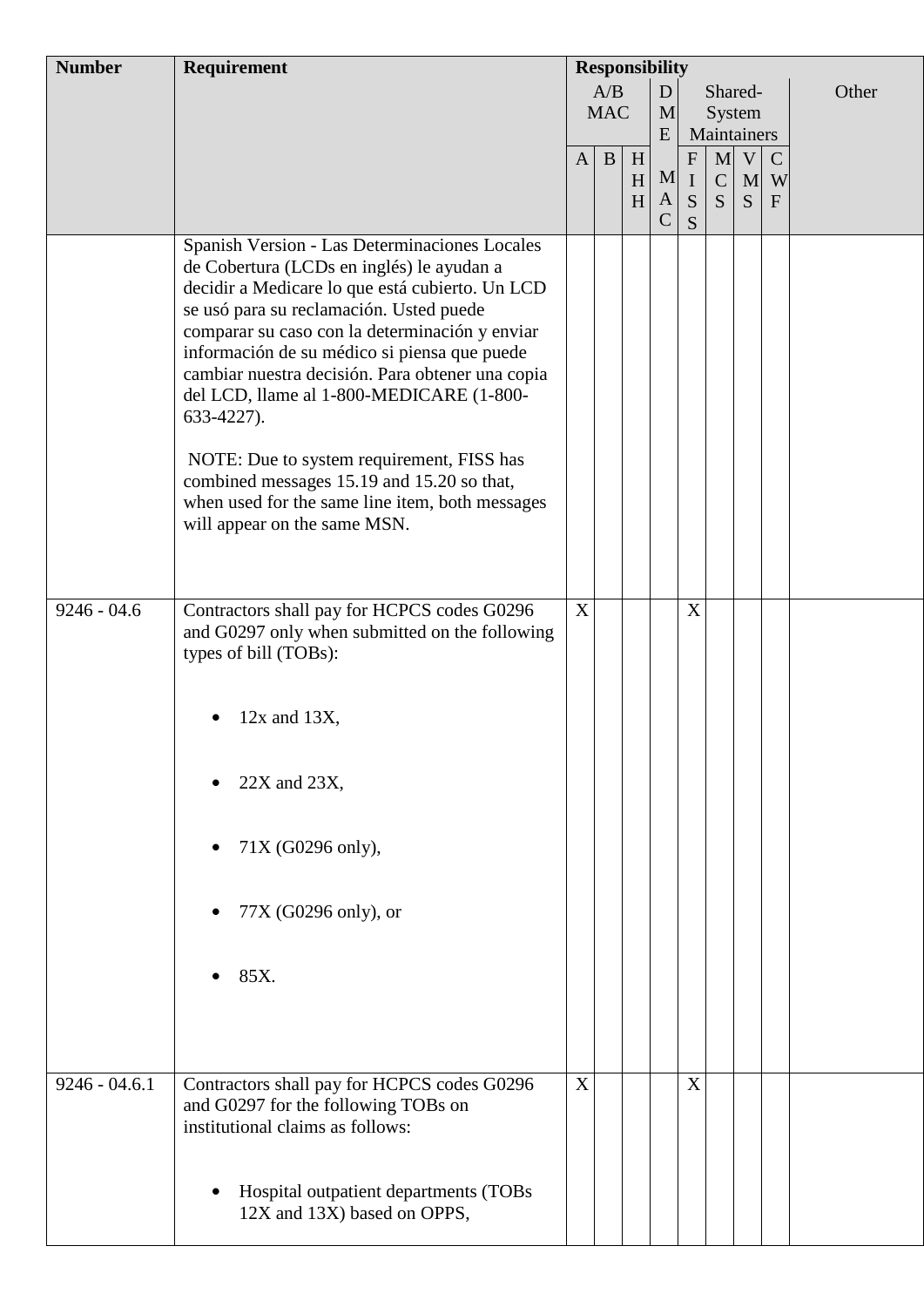| Number | Requirement | Responsibility | | | | | | | | |
|---|---|---|---|---|---|---|---|---|---|---|
| | | A/B MAC | | | D M E | Shared-System Maintainers | | | | Other |
| | | A | B | H H H | M A C | F I S S | M C S | V M S | C W F | |
| | Spanish Version - Las Determinaciones Locales de Cobertura (LCDs en inglés) le ayudan a decidir a Medicare lo que está cubierto. Un LCD se usó para su reclamación. Usted puede comparar su caso con la determinación y enviar información de su médico si piensa que puede cambiar nuestra decisión. Para obtener una copia del LCD, llame al 1-800-MEDICARE (1-800-633-4227).<br><br>NOTE: Due to system requirement, FISS has combined messages 15.19 and 15.20 so that, when used for the same line item, both messages will appear on the same MSN. | | | | | | | | | |
| 9246 - 04.6 | Contractors shall pay for HCPCS codes G0296 and G0297 only when submitted on the following types of bill (TOBs):<br><br>• 12x and 13X,<br>• 22X and 23X,<br>• 71X (G0296 only),<br>• 77X (G0296 only), or<br>• 85X. | X | | | | X | | | | |
| 9246 - 04.6.1 | Contractors shall pay for HCPCS codes G0296 and G0297 for the following TOBs on institutional claims as follows:<br><br>• Hospital outpatient departments (TOBs 12X and 13X) based on OPPS, | X | | | | X | | | | |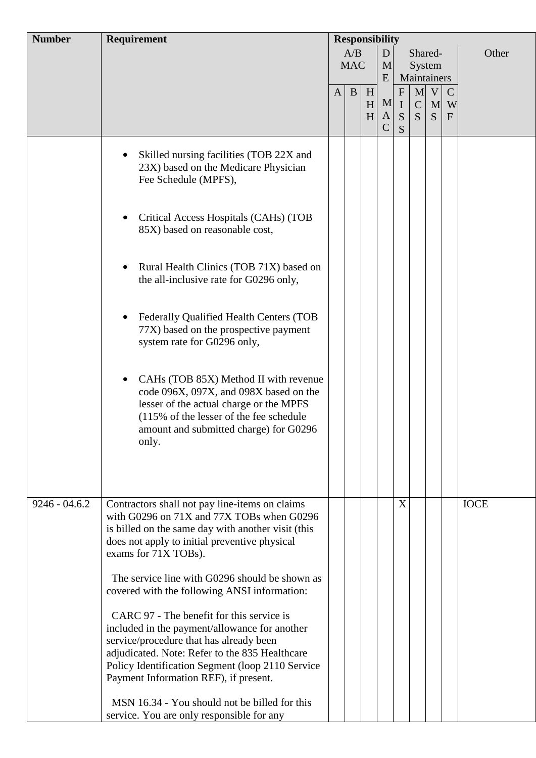| Number | Requirement | Responsibility | | | | | | | | |
|---|---|---|---|---|---|---|---|---|---|---|
| | | A/B MAC | | | DME MAC | Shared-System Maintainers | | | | Other |
| | | A | B | HHH | | FISS | MCS | VMS | CWF | |
| | • Skilled nursing facilities (TOB 22X and 23X) based on the Medicare Physician Fee Schedule (MPFS),<br><br>• Critical Access Hospitals (CAHs) (TOB 85X) based on reasonable cost,<br><br>• Rural Health Clinics (TOB 71X) based on the all-inclusive rate for G0296 only,<br><br>• Federally Qualified Health Centers (TOB 77X) based on the prospective payment system rate for G0296 only,<br><br>• CAHs (TOB 85X) Method II with revenue code 096X, 097X, and 098X based on the lesser of the actual charge or the MPFS (115% of the lesser of the fee schedule amount and submitted charge) for G0296 only. | | | | | | | | | |
| 9246 - 04.6.2 | Contractors shall not pay line-items on claims with G0296 on 71X and 77X TOBs when G0296 is billed on the same day with another visit (this does not apply to initial preventive physical exams for 71X TOBs).<br><br>The service line with G0296 should be shown as covered with the following ANSI information:<br><br>CARC 97 - The benefit for this service is included in the payment/allowance for another service/procedure that has already been adjudicated. Note: Refer to the 835 Healthcare Policy Identification Segment (loop 2110 Service Payment Information REF), if present.<br><br>MSN 16.34 - You should not be billed for this service. You are only responsible for any | | | | | X | | | | IOCE |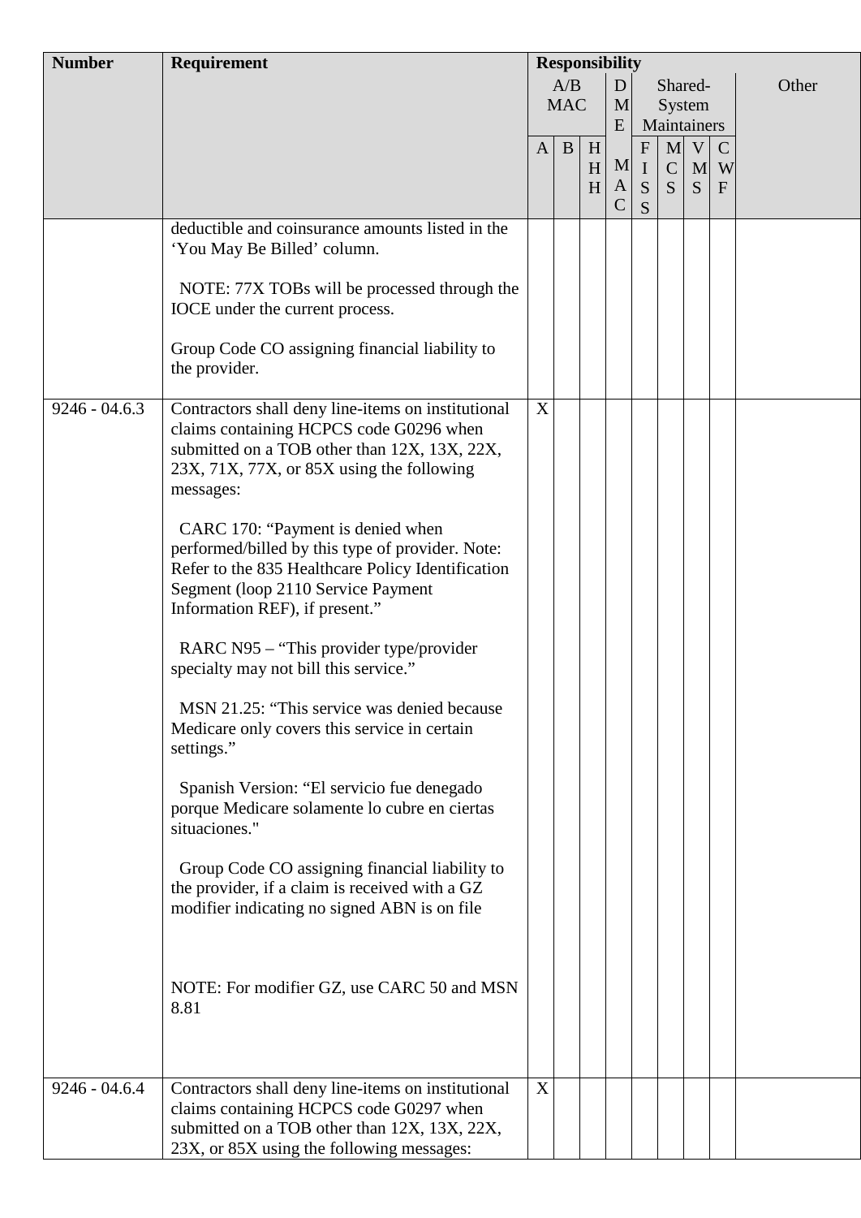| Number | Requirement | Responsibility | | | | | | | | | |
|---|---|---|---|---|---|---|---|---|---|---|---|
| | | A/B MAC | | | DME | Shared-System Maintainers | | | | Other |
| | | A | B | HHH | MAC | FISS | MCS | VMS | CWF | |
| | deductible and coinsurance amounts listed in the 'You May Be Billed' column.<br><br>NOTE: 77X TOBs will be processed through the IOCE under the current process.<br><br>Group Code CO assigning financial liability to the provider. | | | | | | | | | |
| 9246 - 04.6.3 | Contractors shall deny line-items on institutional claims containing HCPCS code G0296 when submitted on a TOB other than 12X, 13X, 22X, 23X, 71X, 77X, or 85X using the following messages:<br><br>CARC 170: "Payment is denied when performed/billed by this type of provider. Note: Refer to the 835 Healthcare Policy Identification Segment (loop 2110 Service Payment Information REF), if present."<br><br>RARC N95 – "This provider type/provider specialty may not bill this service."<br><br>MSN 21.25: "This service was denied because Medicare only covers this service in certain settings."<br><br>Spanish Version: "El servicio fue denegado porque Medicare solamente lo cubre en ciertas situaciones."<br><br>Group Code CO assigning financial liability to the provider, if a claim is received with a GZ modifier indicating no signed ABN is on file<br><br>NOTE: For modifier GZ, use CARC 50 and MSN 8.81 | X | | | | | | | | |
| 9246 - 04.6.4 | Contractors shall deny line-items on institutional claims containing HCPCS code G0297 when submitted on a TOB other than 12X, 13X, 22X, 23X, or 85X using the following messages: | X | | | | | | | | |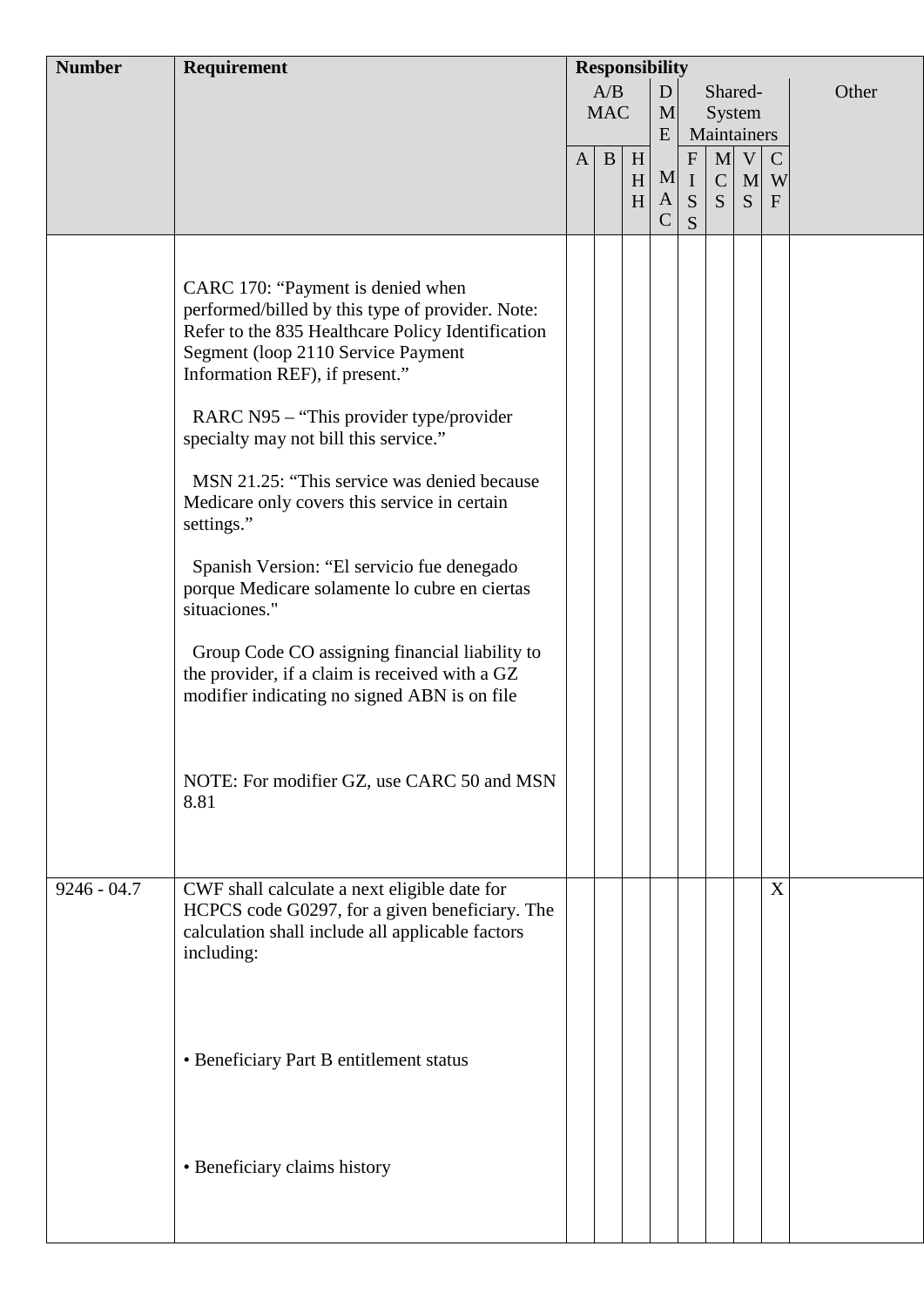| Number | Requirement | Responsibility | | | | | | | | |
|---|---|---|---|---|---|---|---|---|---|---|
| | | A/B MAC | | | DME MAC | Shared-System Maintainers | | | | Other |
| | | A | B | HHH | | FISS | MCS | VMS | CWF | |
| | CARC 170: "Payment is denied when performed/billed by this type of provider. Note: Refer to the 835 Healthcare Policy Identification Segment (loop 2110 Service Payment Information REF), if present."<br><br>RARC N95 – "This provider type/provider specialty may not bill this service."<br><br>MSN 21.25: "This service was denied because Medicare only covers this service in certain settings."<br><br>Spanish Version: "El servicio fue denegado porque Medicare solamente lo cubre en ciertas situaciones."<br><br>Group Code CO assigning financial liability to the provider, if a claim is received with a GZ modifier indicating no signed ABN is on file<br><br>NOTE: For modifier GZ, use CARC 50 and MSN 8.81 | | | | | | | | | |
| 9246 - 04.7 | CWF shall calculate a next eligible date for HCPCS code G0297, for a given beneficiary. The calculation shall include all applicable factors including:<br><br>• Beneficiary Part B entitlement status<br><br>• Beneficiary claims history | | | | | | | | X | |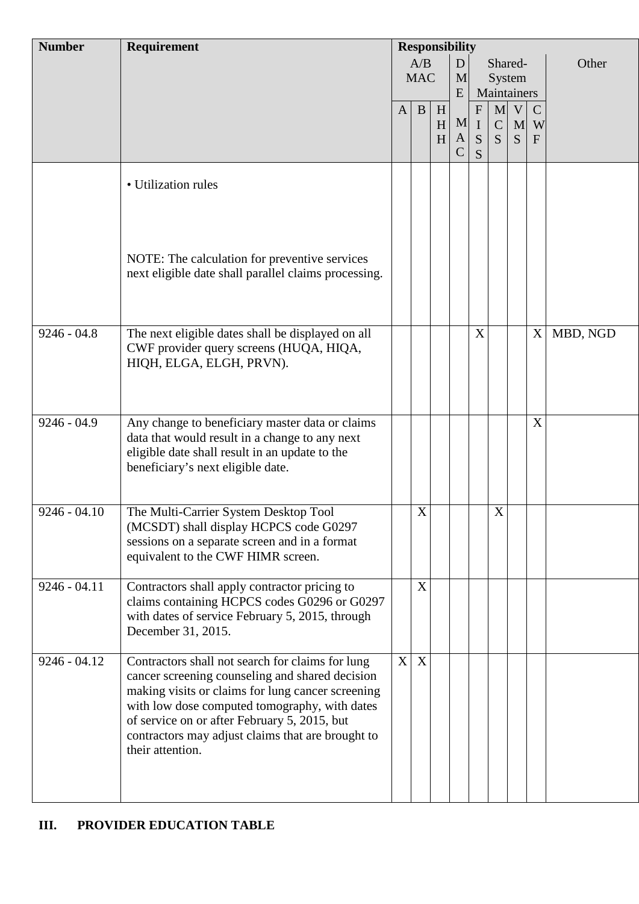| Number | Requirement | Responsibility | | | | | | | | |
|---|---|---|---|---|---|---|---|---|---|---|
| | | A/B MAC | | | DME | Shared-System Maintainers | | | | Other |
| | | A | B | HHH | MAC | FISS | MCS | VMS | CWF | |
| | • Utilization rules<br><br>NOTE: The calculation for preventive services next eligible date shall parallel claims processing. | | | | | | | | | |
| 9246 - 04.8 | The next eligible dates shall be displayed on all CWF provider query screens (HUQA, HIQA, HIQH, ELGA, ELGH, PRVN). | | | | | X | | | X | MBD, NGD |
| 9246 - 04.9 | Any change to beneficiary master data or claims data that would result in a change to any next eligible date shall result in an update to the beneficiary's next eligible date. | | | | | | | | X | |
| 9246 - 04.10 | The Multi-Carrier System Desktop Tool (MCSDT) shall display HCPCS code G0297 sessions on a separate screen and in a format equivalent to the CWF HIMR screen. | | X | | | | X | | | |
| 9246 - 04.11 | Contractors shall apply contractor pricing to claims containing HCPCS codes G0296 or G0297 with dates of service February 5, 2015, through December 31, 2015. | | X | | | | | | | |
| 9246 - 04.12 | Contractors shall not search for claims for lung cancer screening counseling and shared decision making visits or claims for lung cancer screening with low dose computed tomography, with dates of service on or after February 5, 2015, but contractors may adjust claims that are brought to their attention. | X | X | | | | | | | |

## III. PROVIDER EDUCATION TABLE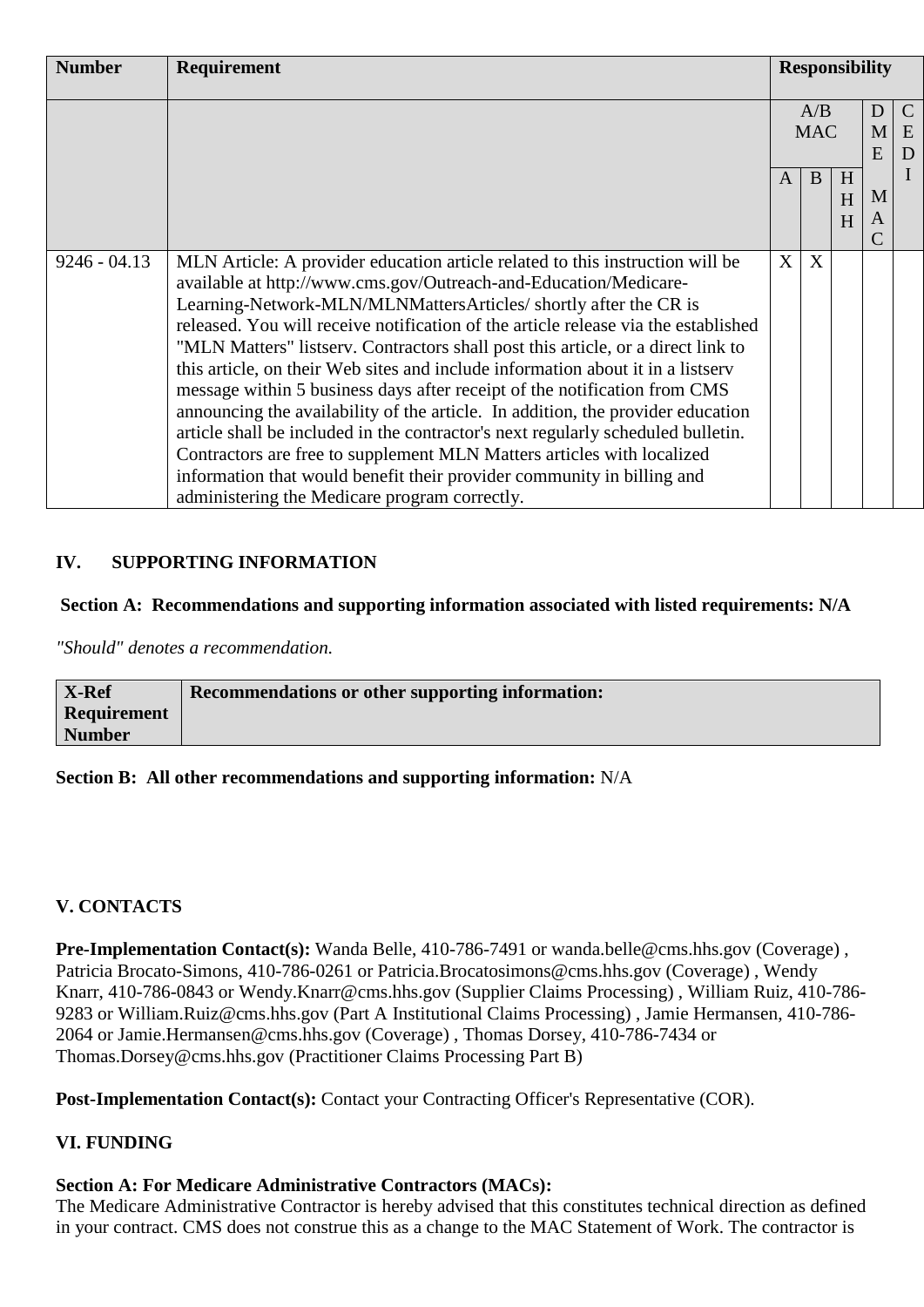| Number | Requirement | Responsibility | | | | |
|---|---|---|---|---|---|---|
| | | A/B MAC | | | DME MAC | CEDI |
| | | A | B | HHH | | |
| 9246 - 04.13 | MLN Article: A provider education article related to this instruction will be available at http://www.cms.gov/Outreach-and-Education/Medicare-Learning-Network-MLN/MLNMattersArticles/ shortly after the CR is released. You will receive notification of the article release via the established "MLN Matters" listserv. Contractors shall post this article, or a direct link to this article, on their Web sites and include information about it in a listserv message within 5 business days after receipt of the notification from CMS announcing the availability of the article. In addition, the provider education article shall be included in the contractor's next regularly scheduled bulletin. Contractors are free to supplement MLN Matters articles with localized information that would benefit their provider community in billing and administering the Medicare program correctly. | X | X | | | |

## IV. SUPPORTING INFORMATION

**Section A: Recommendations and supporting information associated with listed requirements: N/A**

*"Should" denotes a recommendation.*

| X-Ref Requirement Number | Recommendations or other supporting information: |
|---|---|

**Section B: All other recommendations and supporting information:** N/A

## V. CONTACTS

**Pre-Implementation Contact(s):** Wanda Belle, 410-786-7491 or wanda.belle@cms.hhs.gov (Coverage) , Patricia Brocato-Simons, 410-786-0261 or Patricia.Brocatosimons@cms.hhs.gov (Coverage) , Wendy Knarr, 410-786-0843 or Wendy.Knarr@cms.hhs.gov (Supplier Claims Processing) , William Ruiz, 410-786-9283 or William.Ruiz@cms.hhs.gov (Part A Institutional Claims Processing) , Jamie Hermansen, 410-786-2064 or Jamie.Hermansen@cms.hhs.gov (Coverage) , Thomas Dorsey, 410-786-7434 or Thomas.Dorsey@cms.hhs.gov (Practitioner Claims Processing Part B)

**Post-Implementation Contact(s):** Contact your Contracting Officer's Representative (COR).

## VI. FUNDING

**Section A: For Medicare Administrative Contractors (MACs):**

The Medicare Administrative Contractor is hereby advised that this constitutes technical direction as defined in your contract. CMS does not construe this as a change to the MAC Statement of Work. The contractor is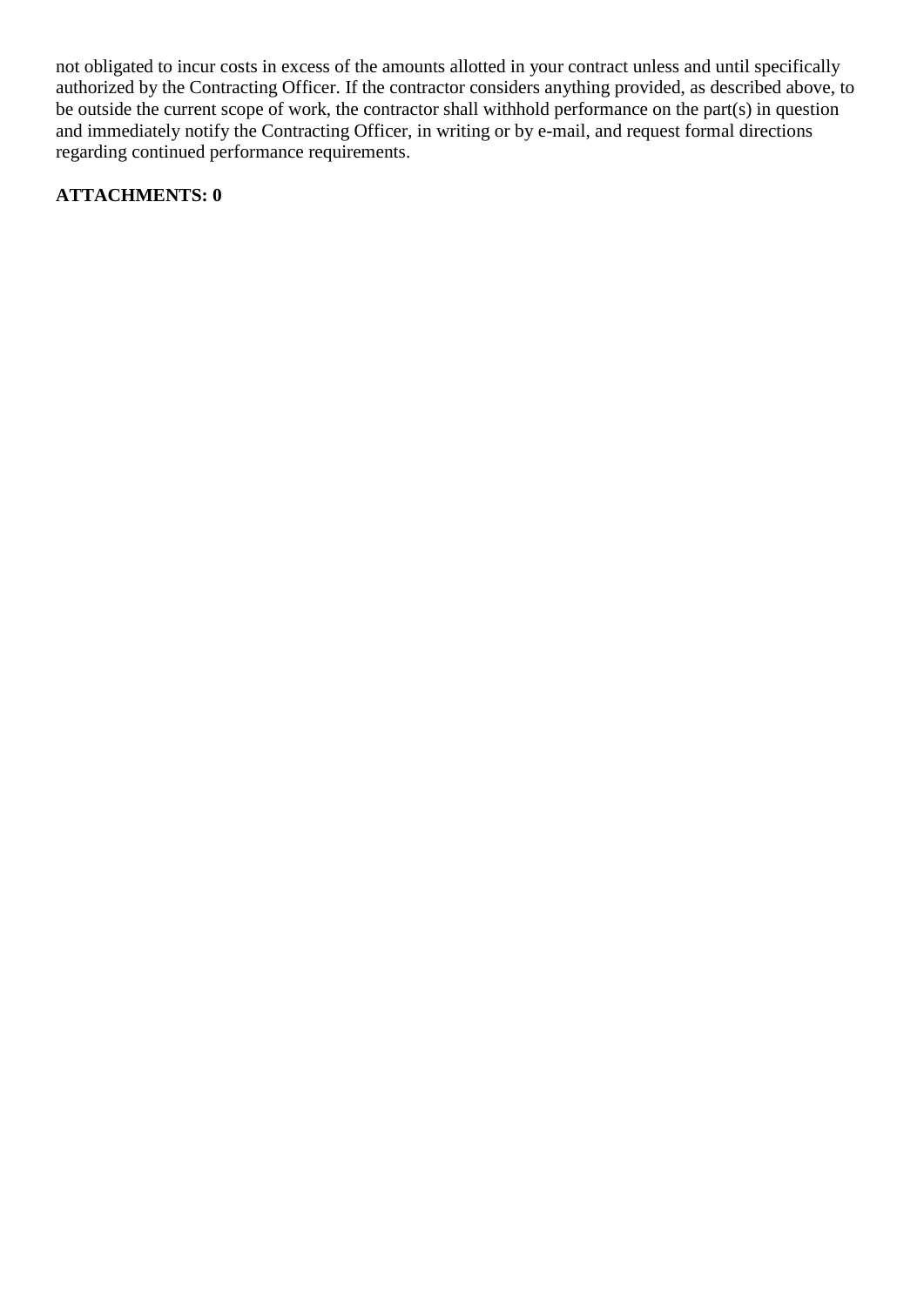not obligated to incur costs in excess of the amounts allotted in your contract unless and until specifically authorized by the Contracting Officer. If the contractor considers anything provided, as described above, to be outside the current scope of work, the contractor shall withhold performance on the part(s) in question and immediately notify the Contracting Officer, in writing or by e-mail, and request formal directions regarding continued performance requirements.

**ATTACHMENTS: 0**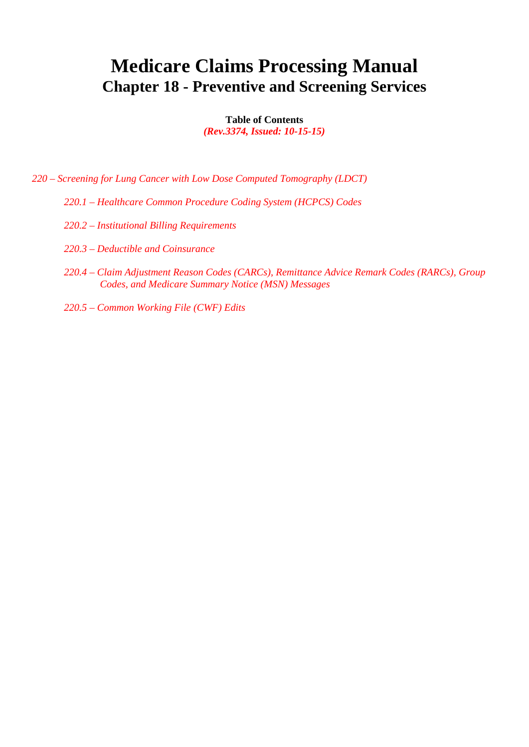# Medicare Claims Processing Manual
## Chapter 18 - Preventive and Screening Services

**Table of Contents**
***(Rev.3374, Issued: 10-15-15)***

*220 – Screening for Lung Cancer with Low Dose Computed Tomography (LDCT)*

*220.1 – Healthcare Common Procedure Coding System (HCPCS) Codes*

*220.2 – Institutional Billing Requirements*

*220.3 – Deductible and Coinsurance*

*220.4 – Claim Adjustment Reason Codes (CARCs), Remittance Advice Remark Codes (RARCs), Group Codes, and Medicare Summary Notice (MSN) Messages*

*220.5 – Common Working File (CWF) Edits*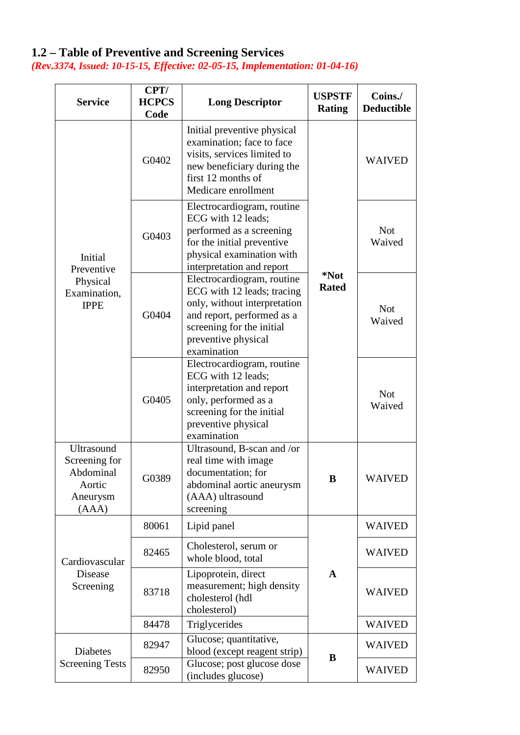## 1.2 – Table of Preventive and Screening Services

*(Rev.3374, Issued: 10-15-15, Effective: 02-05-15, Implementation: 01-04-16)*

| Service | CPT/ HCPCS Code | Long Descriptor | USPSTF Rating | Coins./ Deductible |
|---|---|---|---|---|
| Initial Preventive Physical Examination, IPPE | G0402 | Initial preventive physical examination; face to face visits, services limited to new beneficiary during the first 12 months of Medicare enrollment | *Not Rated | WAIVED |
| | G0403 | Electrocardiogram, routine ECG with 12 leads; performed as a screening for the initial preventive physical examination with interpretation and report | | Not Waived |
| | G0404 | Electrocardiogram, routine ECG with 12 leads; tracing only, without interpretation and report, performed as a screening for the initial preventive physical examination | | Not Waived |
| | G0405 | Electrocardiogram, routine ECG with 12 leads; interpretation and report only, performed as a screening for the initial preventive physical examination | | Not Waived |
| Ultrasound Screening for Abdominal Aortic Aneurysm (AAA) | G0389 | Ultrasound, B-scan and /or real time with image documentation; for abdominal aortic aneurysm (AAA) ultrasound screening | B | WAIVED |
| Cardiovascular Disease Screening | 80061 | Lipid panel | A | WAIVED |
| | 82465 | Cholesterol, serum or whole blood, total | | WAIVED |
| | 83718 | Lipoprotein, direct measurement; high density cholesterol (hdl cholesterol) | | WAIVED |
| | 84478 | Triglycerides | | WAIVED |
| Diabetes Screening Tests | 82947 | Glucose; quantitative, blood (except reagent strip) | B | WAIVED |
| | 82950 | Glucose; post glucose dose (includes glucose) | | WAIVED |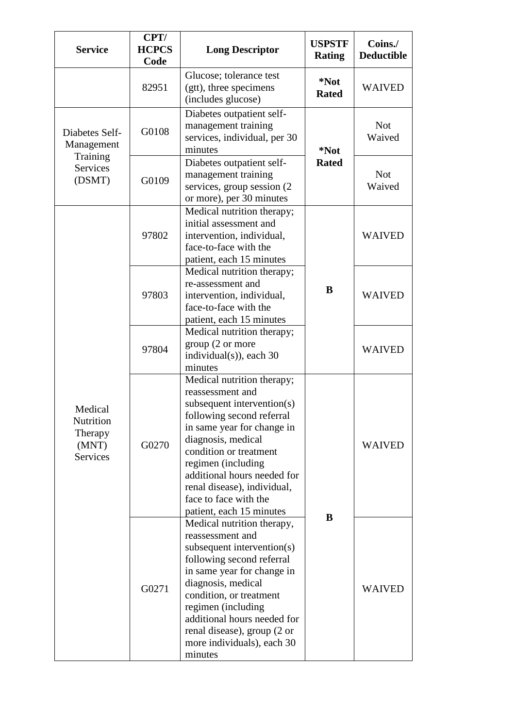| Service | CPT/ HCPCS Code | Long Descriptor | USPSTF Rating | Coins./ Deductible |
|---|---|---|---|---|
| | 82951 | Glucose; tolerance test (gtt), three specimens (includes glucose) | ***Not Rated** | WAIVED |
| Diabetes Self-Management Training Services (DSMT) | G0108 | Diabetes outpatient self-management training services, individual, per 30 minutes | ***Not Rated** | Not Waived |
| | G0109 | Diabetes outpatient self-management training services, group session (2 or more), per 30 minutes | | Not Waived |
| Medical Nutrition Therapy (MNT) Services | 97802 | Medical nutrition therapy; initial assessment and intervention, individual, face-to-face with the patient, each 15 minutes | **B** | WAIVED |
| | 97803 | Medical nutrition therapy; re-assessment and intervention, individual, face-to-face with the patient, each 15 minutes | | WAIVED |
| | 97804 | Medical nutrition therapy; group (2 or more individual(s)), each 30 minutes | | WAIVED |
| | G0270 | Medical nutrition therapy; reassessment and subsequent intervention(s) following second referral in same year for change in diagnosis, medical condition or treatment regimen (including additional hours needed for renal disease), individual, face to face with the patient, each 15 minutes | **B** | WAIVED |
| | G0271 | Medical nutrition therapy, reassessment and subsequent intervention(s) following second referral in same year for change in diagnosis, medical condition, or treatment regimen (including additional hours needed for renal disease), group (2 or more individuals), each 30 minutes | | WAIVED |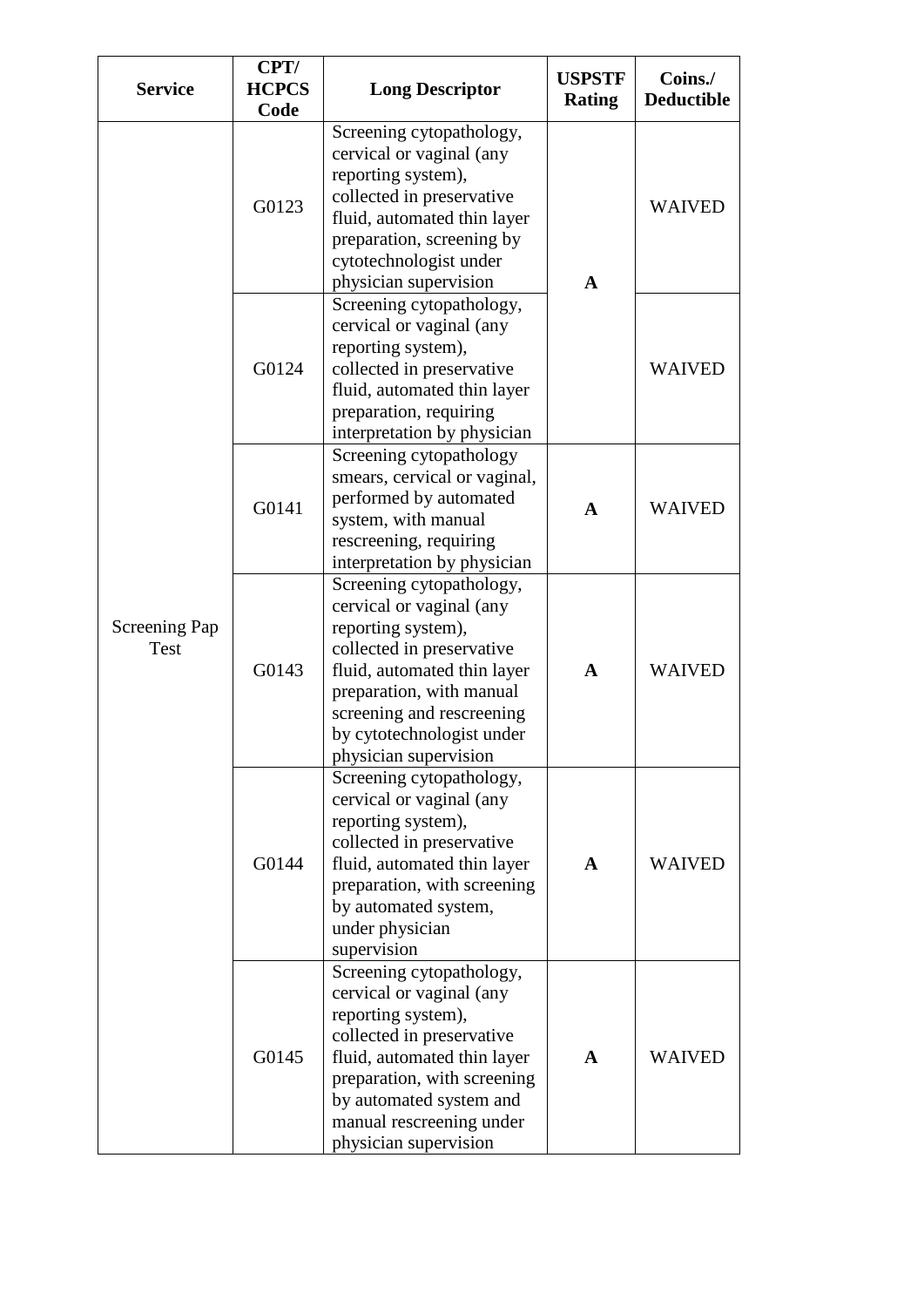| Service | CPT/ HCPCS Code | Long Descriptor | USPSTF Rating | Coins./ Deductible |
|---|---|---|---|---|
| Screening Pap Test | G0123 | Screening cytopathology, cervical or vaginal (any reporting system), collected in preservative fluid, automated thin layer preparation, screening by cytotechnologist under physician supervision | **A** | WAIVED |
| | G0124 | Screening cytopathology, cervical or vaginal (any reporting system), collected in preservative fluid, automated thin layer preparation, requiring interpretation by physician | | WAIVED |
| | G0141 | Screening cytopathology smears, cervical or vaginal, performed by automated system, with manual rescreening, requiring interpretation by physician | **A** | WAIVED |
| | G0143 | Screening cytopathology, cervical or vaginal (any reporting system), collected in preservative fluid, automated thin layer preparation, with manual screening and rescreening by cytotechnologist under physician supervision | **A** | WAIVED |
| | G0144 | Screening cytopathology, cervical or vaginal (any reporting system), collected in preservative fluid, automated thin layer preparation, with screening by automated system, under physician supervision | **A** | WAIVED |
| | G0145 | Screening cytopathology, cervical or vaginal (any reporting system), collected in preservative fluid, automated thin layer preparation, with screening by automated system and manual rescreening under physician supervision | **A** | WAIVED |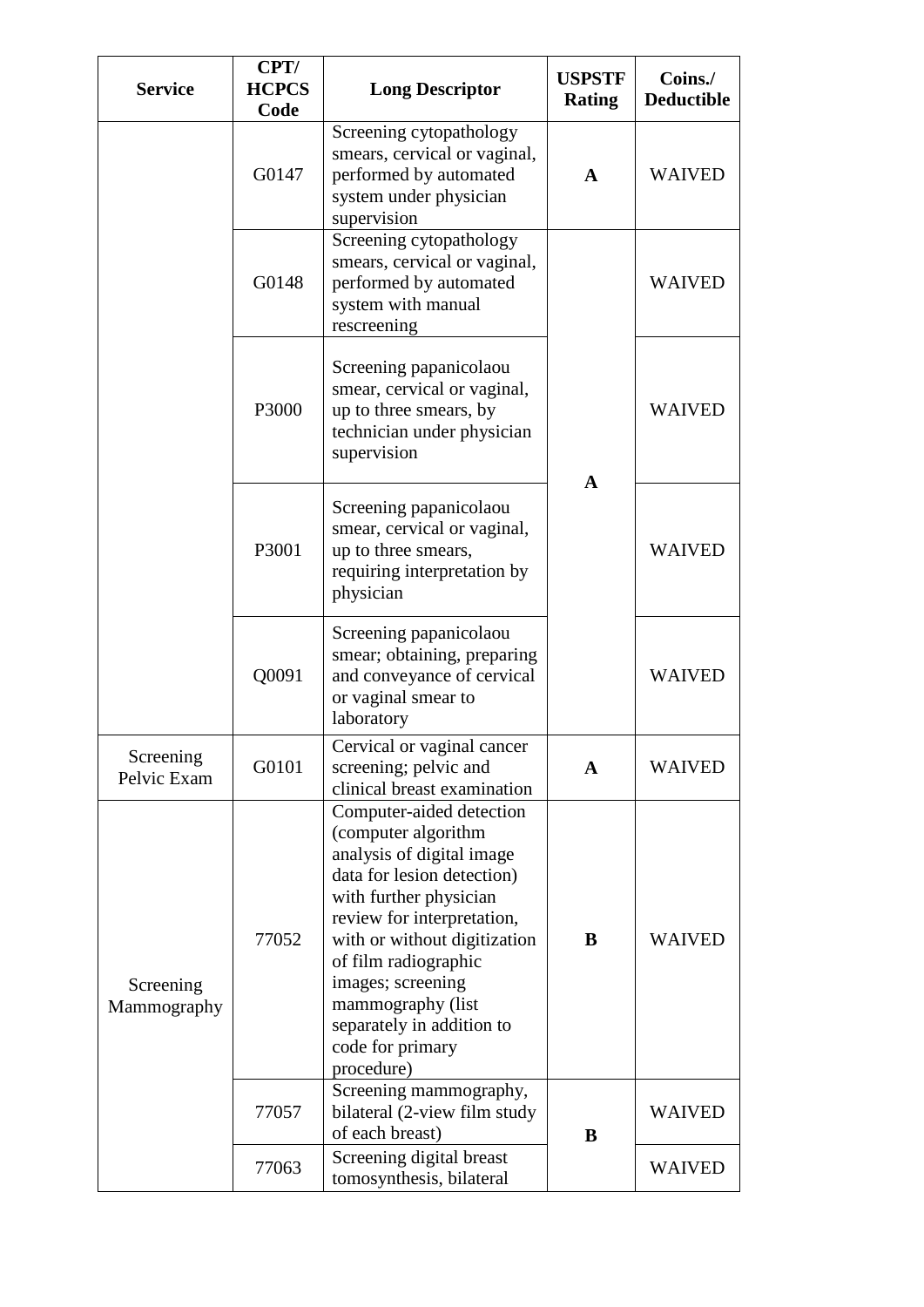| Service | CPT/ HCPCS Code | Long Descriptor | USPSTF Rating | Coins./ Deductible |
|---|---|---|---|---|
| | G0147 | Screening cytopathology smears, cervical or vaginal, performed by automated system under physician supervision | **A** | WAIVED |
| | G0148 | Screening cytopathology smears, cervical or vaginal, performed by automated system with manual rescreening | **A** | WAIVED |
| | P3000 | Screening papanicolaou smear, cervical or vaginal, up to three smears, by technician under physician supervision | | WAIVED |
| | P3001 | Screening papanicolaou smear, cervical or vaginal, up to three smears, requiring interpretation by physician | | WAIVED |
| | Q0091 | Screening papanicolaou smear; obtaining, preparing and conveyance of cervical or vaginal smear to laboratory | | WAIVED |
| Screening Pelvic Exam | G0101 | Cervical or vaginal cancer screening; pelvic and clinical breast examination | **A** | WAIVED |
| Screening Mammography | 77052 | Computer-aided detection (computer algorithm analysis of digital image data for lesion detection) with further physician review for interpretation, with or without digitization of film radiographic images; screening mammography (list separately in addition to code for primary procedure) | **B** | WAIVED |
| | 77057 | Screening mammography, bilateral (2-view film study of each breast) | **B** | WAIVED |
| | 77063 | Screening digital breast tomosynthesis, bilateral | | WAIVED |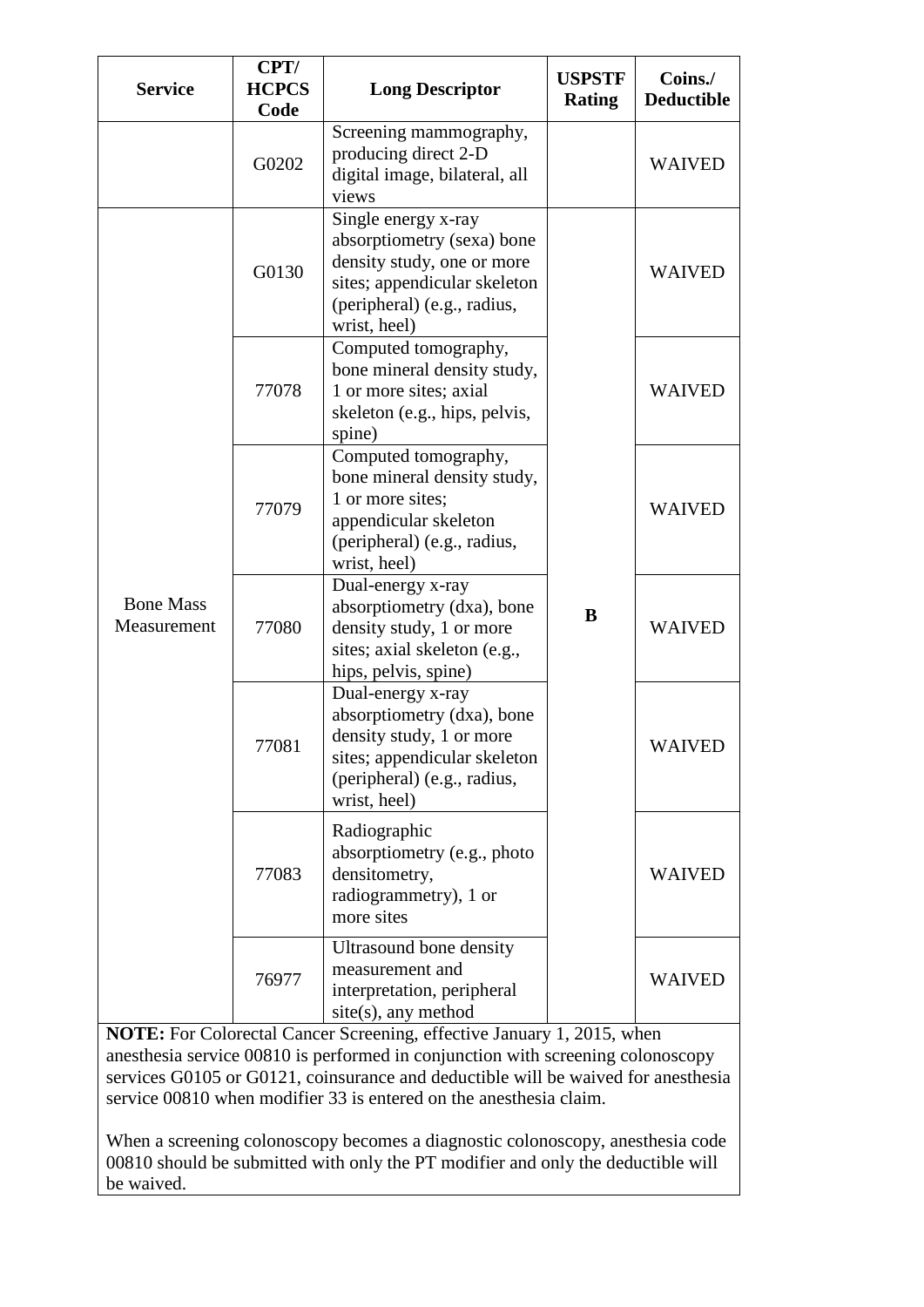| Service | CPT/ HCPCS Code | Long Descriptor | USPSTF Rating | Coins./ Deductible |
|---|---|---|---|---|
| | G0202 | Screening mammography, producing direct 2-D digital image, bilateral, all views | | WAIVED |
| Bone Mass Measurement | G0130 | Single energy x-ray absorptiometry (sexa) bone density study, one or more sites; appendicular skeleton (peripheral) (e.g., radius, wrist, heel) | B | WAIVED |
| | 77078 | Computed tomography, bone mineral density study, 1 or more sites; axial skeleton (e.g., hips, pelvis, spine) | | WAIVED |
| | 77079 | Computed tomography, bone mineral density study, 1 or more sites; appendicular skeleton (peripheral) (e.g., radius, wrist, heel) | | WAIVED |
| | 77080 | Dual-energy x-ray absorptiometry (dxa), bone density study, 1 or more sites; axial skeleton (e.g., hips, pelvis, spine) | | WAIVED |
| | 77081 | Dual-energy x-ray absorptiometry (dxa), bone density study, 1 or more sites; appendicular skeleton (peripheral) (e.g., radius, wrist, heel) | | WAIVED |
| | 77083 | Radiographic absorptiometry (e.g., photo densitometry, radiogrammetry), 1 or more sites | | WAIVED |
| | 76977 | Ultrasound bone density measurement and interpretation, peripheral site(s), any method | | WAIVED |

**NOTE:** For Colorectal Cancer Screening, effective January 1, 2015, when anesthesia service 00810 is performed in conjunction with screening colonoscopy services G0105 or G0121, coinsurance and deductible will be waived for anesthesia service 00810 when modifier 33 is entered on the anesthesia claim.

When a screening colonoscopy becomes a diagnostic colonoscopy, anesthesia code 00810 should be submitted with only the PT modifier and only the deductible will be waived.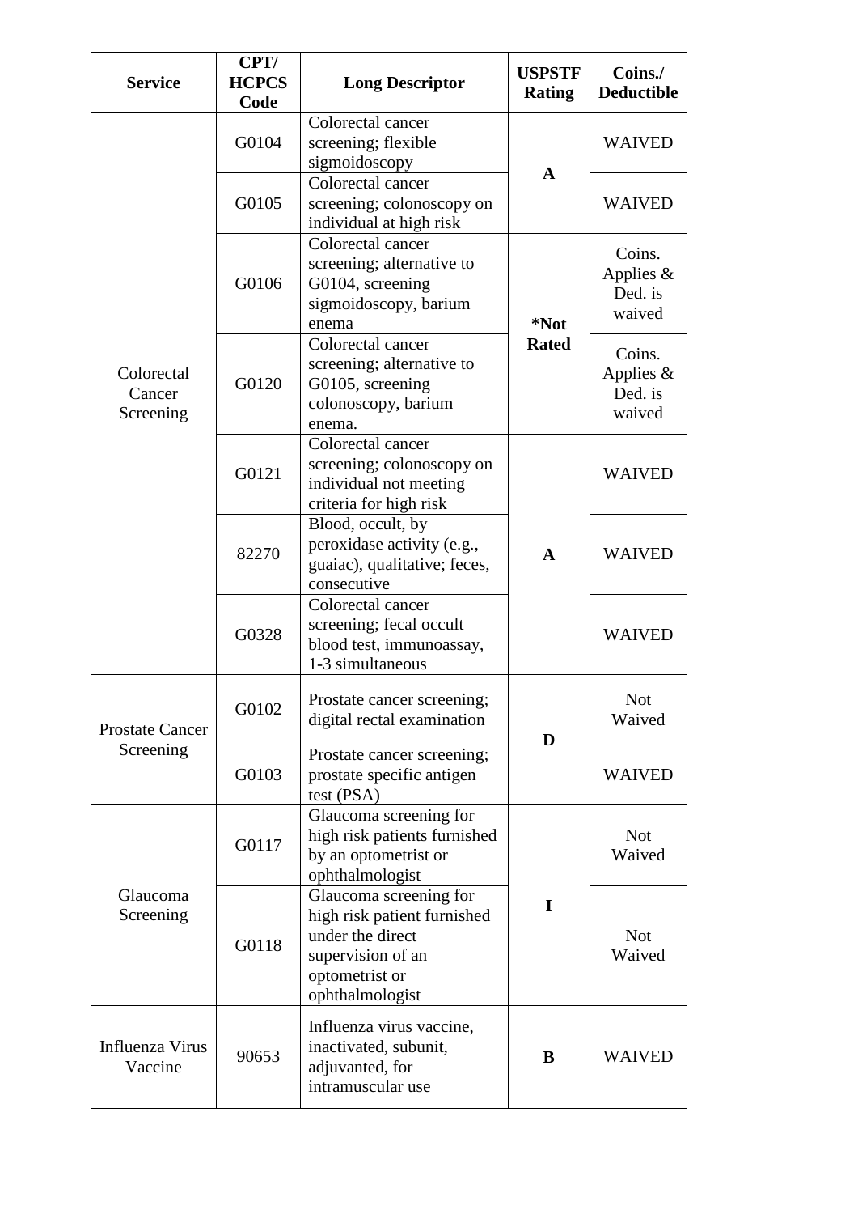| Service | CPT/ HCPCS Code | Long Descriptor | USPSTF Rating | Coins./ Deductible |
|---|---|---|---|---|
| Colorectal Cancer Screening | G0104 | Colorectal cancer screening; flexible sigmoidoscopy | **A** | WAIVED |
| | G0105 | Colorectal cancer screening; colonoscopy on individual at high risk | | WAIVED |
| | G0106 | Colorectal cancer screening; alternative to G0104, screening sigmoidoscopy, barium enema | ***Not Rated** | Coins. Applies & Ded. is waived |
| | G0120 | Colorectal cancer screening; alternative to G0105, screening colonoscopy, barium enema. | | Coins. Applies & Ded. is waived |
| | G0121 | Colorectal cancer screening; colonoscopy on individual not meeting criteria for high risk | **A** | WAIVED |
| | 82270 | Blood, occult, by peroxidase activity (e.g., guaiac), qualitative; feces, consecutive | | WAIVED |
| | G0328 | Colorectal cancer screening; fecal occult blood test, immunoassay, 1-3 simultaneous | | WAIVED |
| Prostate Cancer Screening | G0102 | Prostate cancer screening; digital rectal examination | **D** | Not Waived |
| | G0103 | Prostate cancer screening; prostate specific antigen test (PSA) | | WAIVED |
| Glaucoma Screening | G0117 | Glaucoma screening for high risk patients furnished by an optometrist or ophthalmologist | **I** | Not Waived |
| | G0118 | Glaucoma screening for high risk patient furnished under the direct supervision of an optometrist or ophthalmologist | | Not Waived |
| Influenza Virus Vaccine | 90653 | Influenza virus vaccine, inactivated, subunit, adjuvanted, for intramuscular use | **B** | WAIVED |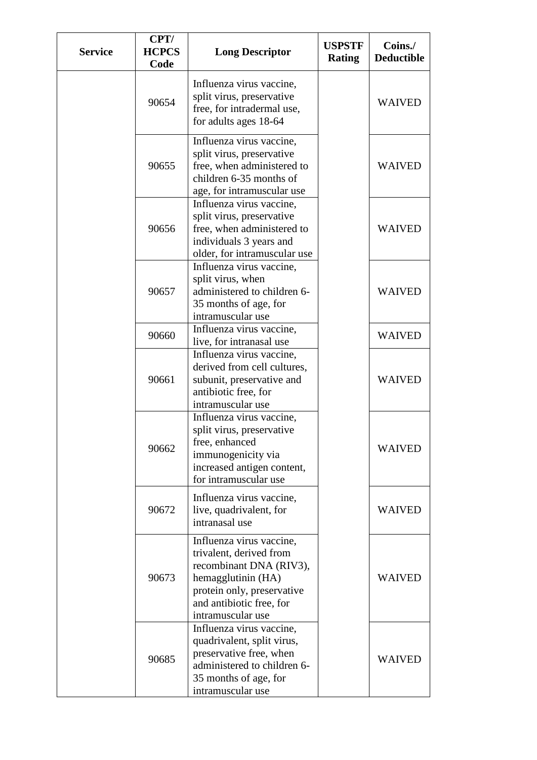| Service | CPT/ HCPCS Code | Long Descriptor | USPSTF Rating | Coins./ Deductible |
|---|---|---|---|---|
| | 90654 | Influenza virus vaccine, split virus, preservative free, for intradermal use, for adults ages 18-64 | | WAIVED |
| | 90655 | Influenza virus vaccine, split virus, preservative free, when administered to children 6-35 months of age, for intramuscular use | | WAIVED |
| | 90656 | Influenza virus vaccine, split virus, preservative free, when administered to individuals 3 years and older, for intramuscular use | | WAIVED |
| | 90657 | Influenza virus vaccine, split virus, when administered to children 6-35 months of age, for intramuscular use | | WAIVED |
| | 90660 | Influenza virus vaccine, live, for intranasal use | | WAIVED |
| | 90661 | Influenza virus vaccine, derived from cell cultures, subunit, preservative and antibiotic free, for intramuscular use | | WAIVED |
| | 90662 | Influenza virus vaccine, split virus, preservative free, enhanced immunogenicity via increased antigen content, for intramuscular use | | WAIVED |
| | 90672 | Influenza virus vaccine, live, quadrivalent, for intranasal use | | WAIVED |
| | 90673 | Influenza virus vaccine, trivalent, derived from recombinant DNA (RIV3), hemagglutinin (HA) protein only, preservative and antibiotic free, for intramuscular use | | WAIVED |
| | 90685 | Influenza virus vaccine, quadrivalent, split virus, preservative free, when administered to children 6-35 months of age, for intramuscular use | | WAIVED |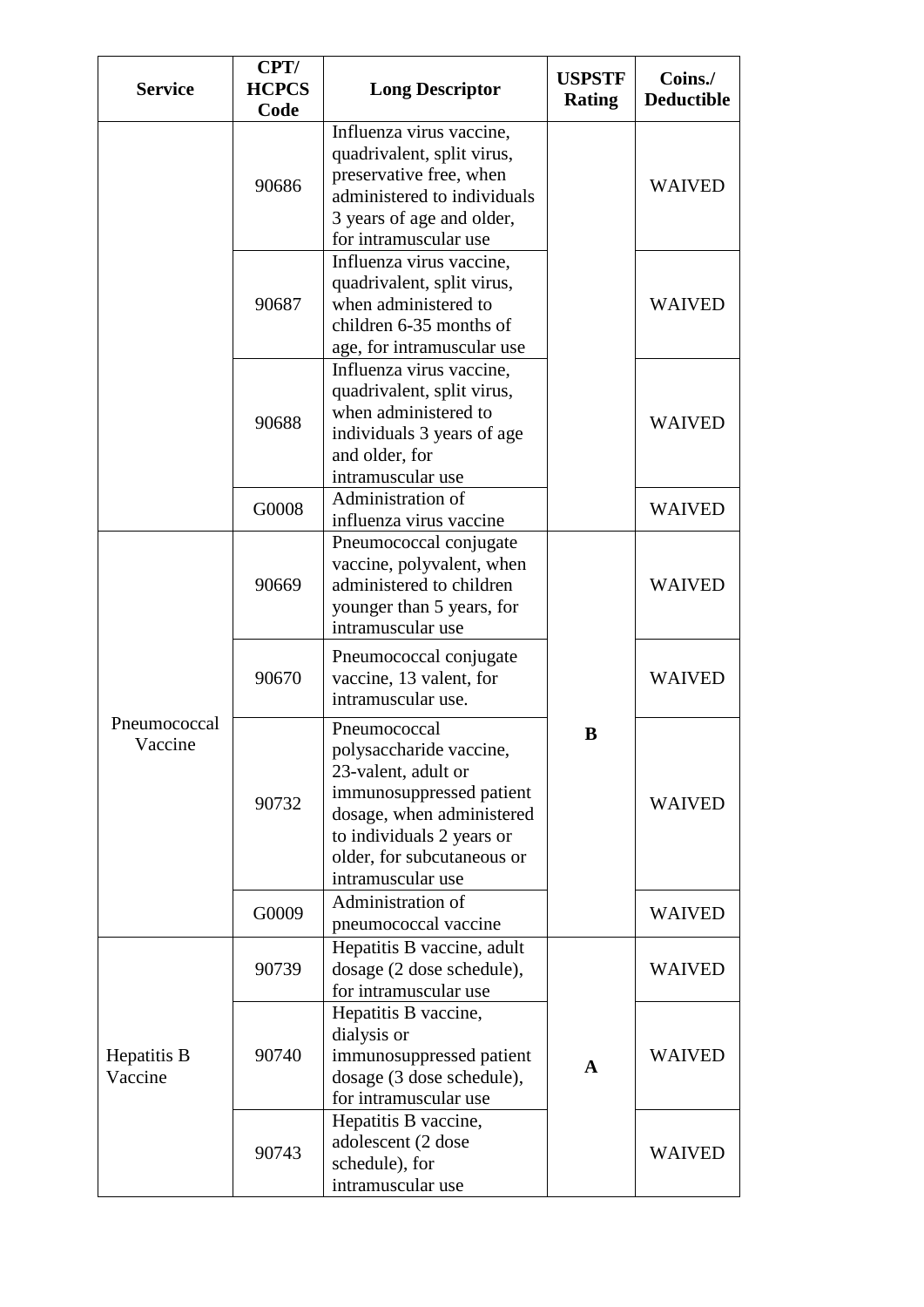| Service | CPT/ HCPCS Code | Long Descriptor | USPSTF Rating | Coins./ Deductible |
|---|---|---|---|---|
| | 90686 | Influenza virus vaccine, quadrivalent, split virus, preservative free, when administered to individuals 3 years of age and older, for intramuscular use | | WAIVED |
| | 90687 | Influenza virus vaccine, quadrivalent, split virus, when administered to children 6-35 months of age, for intramuscular use | | WAIVED |
| | 90688 | Influenza virus vaccine, quadrivalent, split virus, when administered to individuals 3 years of age and older, for intramuscular use | | WAIVED |
| | G0008 | Administration of influenza virus vaccine | | WAIVED |
| Pneumococcal Vaccine | 90669 | Pneumococcal conjugate vaccine, polyvalent, when administered to children younger than 5 years, for intramuscular use | B | WAIVED |
| | 90670 | Pneumococcal conjugate vaccine, 13 valent, for intramuscular use. | | WAIVED |
| | 90732 | Pneumococcal polysaccharide vaccine, 23-valent, adult or immunosuppressed patient dosage, when administered to individuals 2 years or older, for subcutaneous or intramuscular use | | WAIVED |
| | G0009 | Administration of pneumococcal vaccine | | WAIVED |
| Hepatitis B Vaccine | 90739 | Hepatitis B vaccine, adult dosage (2 dose schedule), for intramuscular use | A | WAIVED |
| | 90740 | Hepatitis B vaccine, dialysis or immunosuppressed patient dosage (3 dose schedule), for intramuscular use | | WAIVED |
| | 90743 | Hepatitis B vaccine, adolescent (2 dose schedule), for intramuscular use | | WAIVED |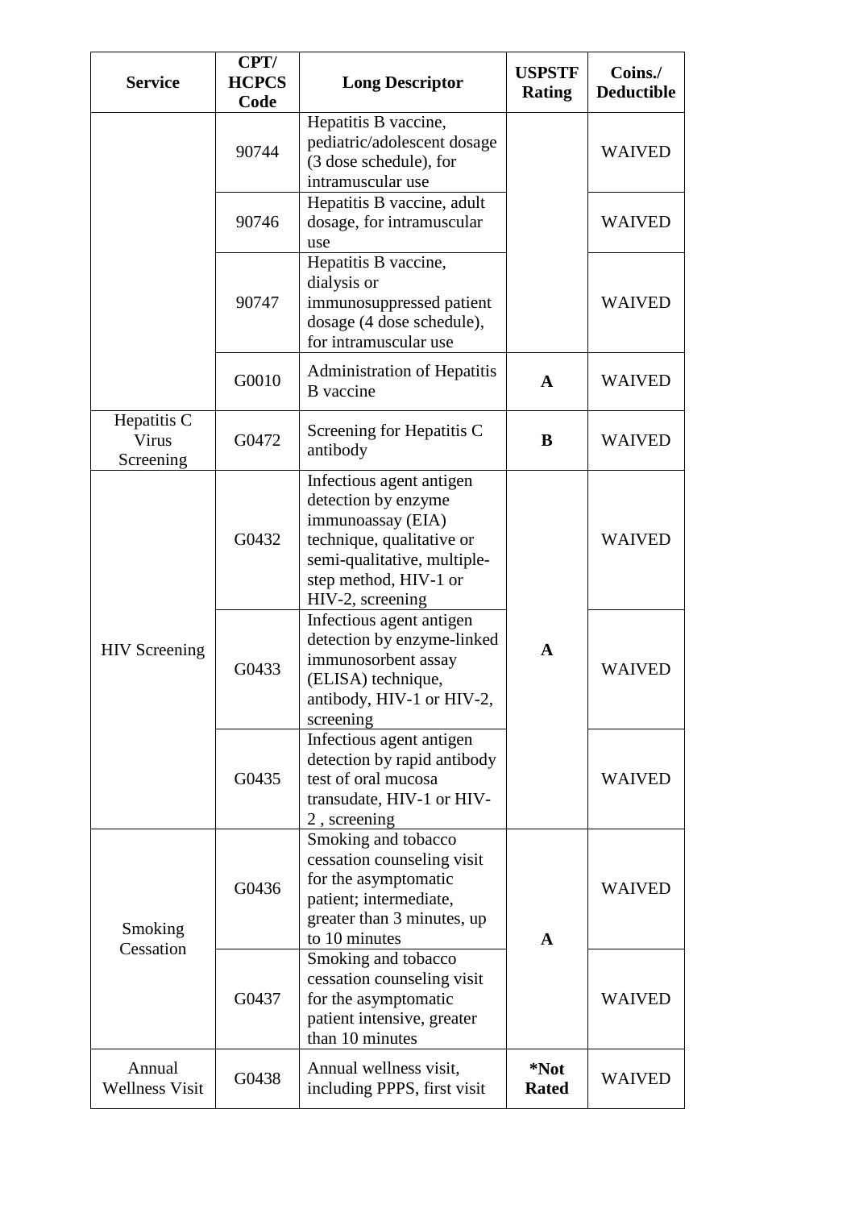| Service | CPT/ HCPCS Code | Long Descriptor | USPSTF Rating | Coins./ Deductible |
| --- | --- | --- | --- | --- |
| | 90744 | Hepatitis B vaccine, pediatric/adolescent dosage (3 dose schedule), for intramuscular use | | WAIVED |
| | 90746 | Hepatitis B vaccine, adult dosage, for intramuscular use | | WAIVED |
| | 90747 | Hepatitis B vaccine, dialysis or immunosuppressed patient dosage (4 dose schedule), for intramuscular use | | WAIVED |
| | G0010 | Administration of Hepatitis B vaccine | **A** | WAIVED |
| Hepatitis C Virus Screening | G0472 | Screening for Hepatitis C antibody | **B** | WAIVED |
| HIV Screening | G0432 | Infectious agent antigen detection by enzyme immunoassay (EIA) technique, qualitative or semi-qualitative, multiple-step method, HIV-1 or HIV-2, screening | **A** | WAIVED |
| | G0433 | Infectious agent antigen detection by enzyme-linked immunosorbent assay (ELISA) technique, antibody, HIV-1 or HIV-2, screening | | WAIVED |
| | G0435 | Infectious agent antigen detection by rapid antibody test of oral mucosa transudate, HIV-1 or HIV-2 , screening | | WAIVED |
| Smoking Cessation | G0436 | Smoking and tobacco cessation counseling visit for the asymptomatic patient; intermediate, greater than 3 minutes, up to 10 minutes | **A** | WAIVED |
| | G0437 | Smoking and tobacco cessation counseling visit for the asymptomatic patient intensive, greater than 10 minutes | | WAIVED |
| Annual Wellness Visit | G0438 | Annual wellness visit, including PPPS, first visit | **\*Not Rated** | WAIVED |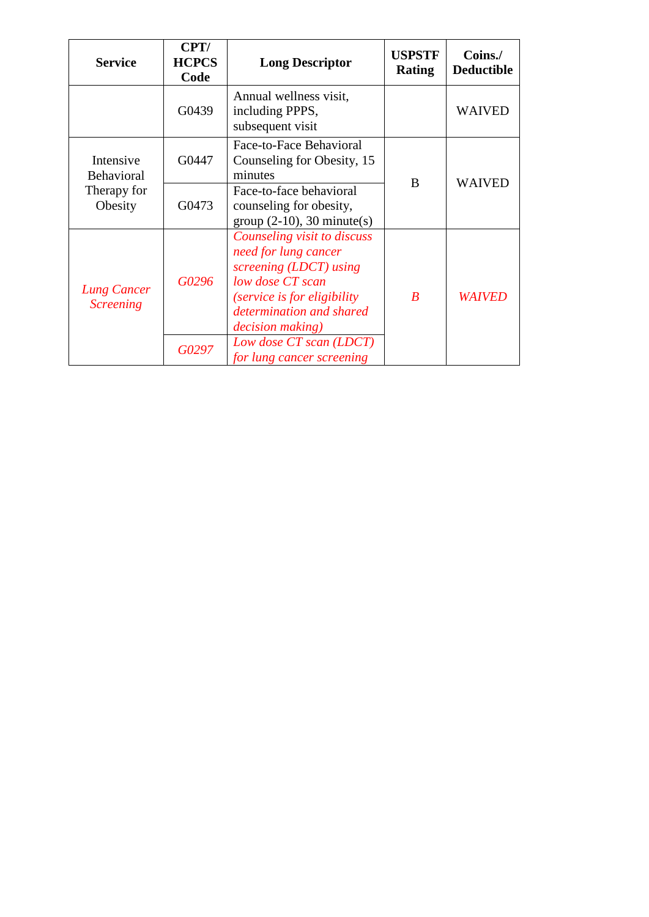| Service | CPT/ HCPCS Code | Long Descriptor | USPSTF Rating | Coins./ Deductible |
|---|---|---|---|---|
| | G0439 | Annual wellness visit, including PPPS, subsequent visit | | WAIVED |
| Intensive Behavioral Therapy for Obesity | G0447 | Face-to-Face Behavioral Counseling for Obesity, 15 minutes | B | WAIVED |
| | G0473 | Face-to-face behavioral counseling for obesity, group (2-10), 30 minute(s) | | |
| *Lung Cancer Screening* | *G0296* | *Counseling visit to discuss need for lung cancer screening (LDCT) using low dose CT scan (service is for eligibility determination and shared decision making)* | *B* | *WAIVED* |
| | *G0297* | *Low dose CT scan (LDCT) for lung cancer screening* | | |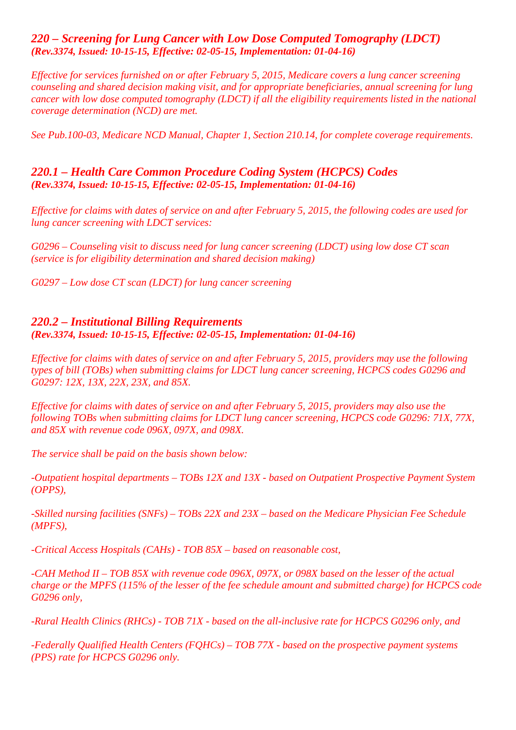### *220 – Screening for Lung Cancer with Low Dose Computed Tomography (LDCT)*
***(Rev.3374, Issued: 10-15-15, Effective: 02-05-15, Implementation: 01-04-16)***

*Effective for services furnished on or after February 5, 2015, Medicare covers a lung cancer screening counseling and shared decision making visit, and for appropriate beneficiaries, annual screening for lung cancer with low dose computed tomography (LDCT) if all the eligibility requirements listed in the national coverage determination (NCD) are met.*

*See Pub.100-03, Medicare NCD Manual, Chapter 1, Section 210.14, for complete coverage requirements.*

### *220.1 – Health Care Common Procedure Coding System (HCPCS) Codes*
***(Rev.3374, Issued: 10-15-15, Effective: 02-05-15, Implementation: 01-04-16)***

*Effective for claims with dates of service on and after February 5, 2015, the following codes are used for lung cancer screening with LDCT services:*

*G0296 – Counseling visit to discuss need for lung cancer screening (LDCT) using low dose CT scan (service is for eligibility determination and shared decision making)*

*G0297 – Low dose CT scan (LDCT) for lung cancer screening*

### *220.2 – Institutional Billing Requirements*
***(Rev.3374, Issued: 10-15-15, Effective: 02-05-15, Implementation: 01-04-16)***

*Effective for claims with dates of service on and after February 5, 2015, providers may use the following types of bill (TOBs) when submitting claims for LDCT lung cancer screening, HCPCS codes G0296 and G0297: 12X, 13X, 22X, 23X, and 85X.*

*Effective for claims with dates of service on and after February 5, 2015, providers may also use the following TOBs when submitting claims for LDCT lung cancer screening, HCPCS code G0296: 71X, 77X, and 85X with revenue code 096X, 097X, and 098X.*

*The service shall be paid on the basis shown below:*

*-Outpatient hospital departments – TOBs 12X and 13X - based on Outpatient Prospective Payment System (OPPS),*

*-Skilled nursing facilities (SNFs) – TOBs 22X and 23X – based on the Medicare Physician Fee Schedule (MPFS),*

*-Critical Access Hospitals (CAHs) - TOB 85X – based on reasonable cost,*

*-CAH Method II – TOB 85X with revenue code 096X, 097X, or 098X based on the lesser of the actual charge or the MPFS (115% of the lesser of the fee schedule amount and submitted charge) for HCPCS code G0296 only,*

*-Rural Health Clinics (RHCs) - TOB 71X - based on the all-inclusive rate for HCPCS G0296 only, and*

*-Federally Qualified Health Centers (FQHCs) – TOB 77X - based on the prospective payment systems (PPS) rate for HCPCS G0296 only.*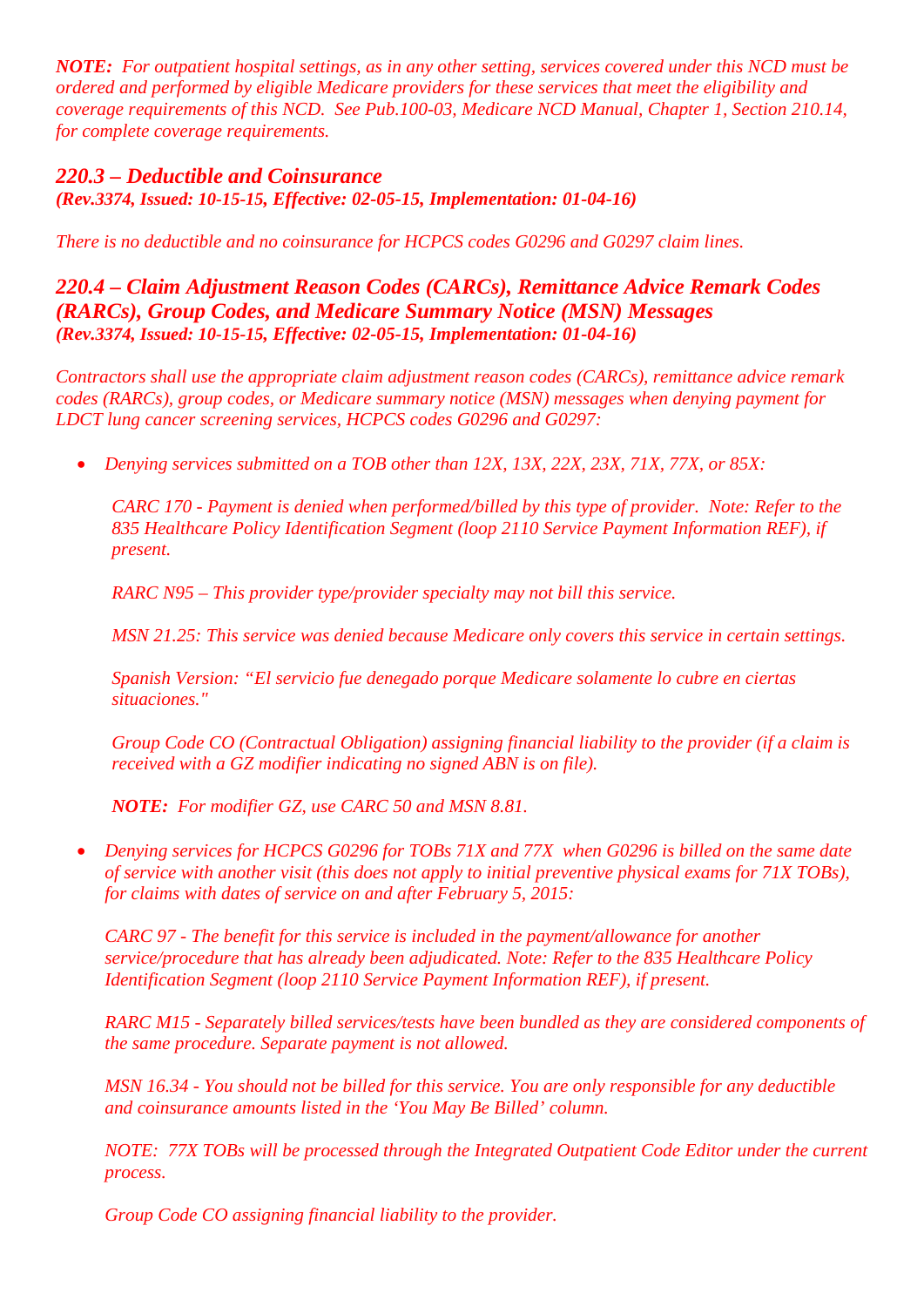***NOTE:** For outpatient hospital settings, as in any other setting, services covered under this NCD must be ordered and performed by eligible Medicare providers for these services that meet the eligibility and coverage requirements of this NCD. See Pub.100-03, Medicare NCD Manual, Chapter 1, Section 210.14, for complete coverage requirements.*

## *220.3 – Deductible and Coinsurance*

***(Rev.3374, Issued: 10-15-15, Effective: 02-05-15, Implementation: 01-04-16)***

*There is no deductible and no coinsurance for HCPCS codes G0296 and G0297 claim lines.*

## *220.4 – Claim Adjustment Reason Codes (CARCs), Remittance Advice Remark Codes (RARCs), Group Codes, and Medicare Summary Notice (MSN) Messages*

***(Rev.3374, Issued: 10-15-15, Effective: 02-05-15, Implementation: 01-04-16)***

*Contractors shall use the appropriate claim adjustment reason codes (CARCs), remittance advice remark codes (RARCs), group codes, or Medicare summary notice (MSN) messages when denying payment for LDCT lung cancer screening services, HCPCS codes G0296 and G0297:*

- *Denying services submitted on a TOB other than 12X, 13X, 22X, 23X, 71X, 77X, or 85X:*

  *CARC 170 - Payment is denied when performed/billed by this type of provider. Note: Refer to the 835 Healthcare Policy Identification Segment (loop 2110 Service Payment Information REF), if present.*

  *RARC N95 – This provider type/provider specialty may not bill this service.*

  *MSN 21.25: This service was denied because Medicare only covers this service in certain settings.*

  *Spanish Version: "El servicio fue denegado porque Medicare solamente lo cubre en ciertas situaciones."*

  *Group Code CO (Contractual Obligation) assigning financial liability to the provider (if a claim is received with a GZ modifier indicating no signed ABN is on file).*

  ***NOTE:** For modifier GZ, use CARC 50 and MSN 8.81.*

- *Denying services for HCPCS G0296 for TOBs 71X and 77X when G0296 is billed on the same date of service with another visit (this does not apply to initial preventive physical exams for 71X TOBs), for claims with dates of service on and after February 5, 2015:*

  *CARC 97 - The benefit for this service is included in the payment/allowance for another service/procedure that has already been adjudicated. Note: Refer to the 835 Healthcare Policy Identification Segment (loop 2110 Service Payment Information REF), if present.*

  *RARC M15 - Separately billed services/tests have been bundled as they are considered components of the same procedure. Separate payment is not allowed.*

  *MSN 16.34 - You should not be billed for this service. You are only responsible for any deductible and coinsurance amounts listed in the 'You May Be Billed' column.*

  *NOTE: 77X TOBs will be processed through the Integrated Outpatient Code Editor under the current process.*

  *Group Code CO assigning financial liability to the provider.*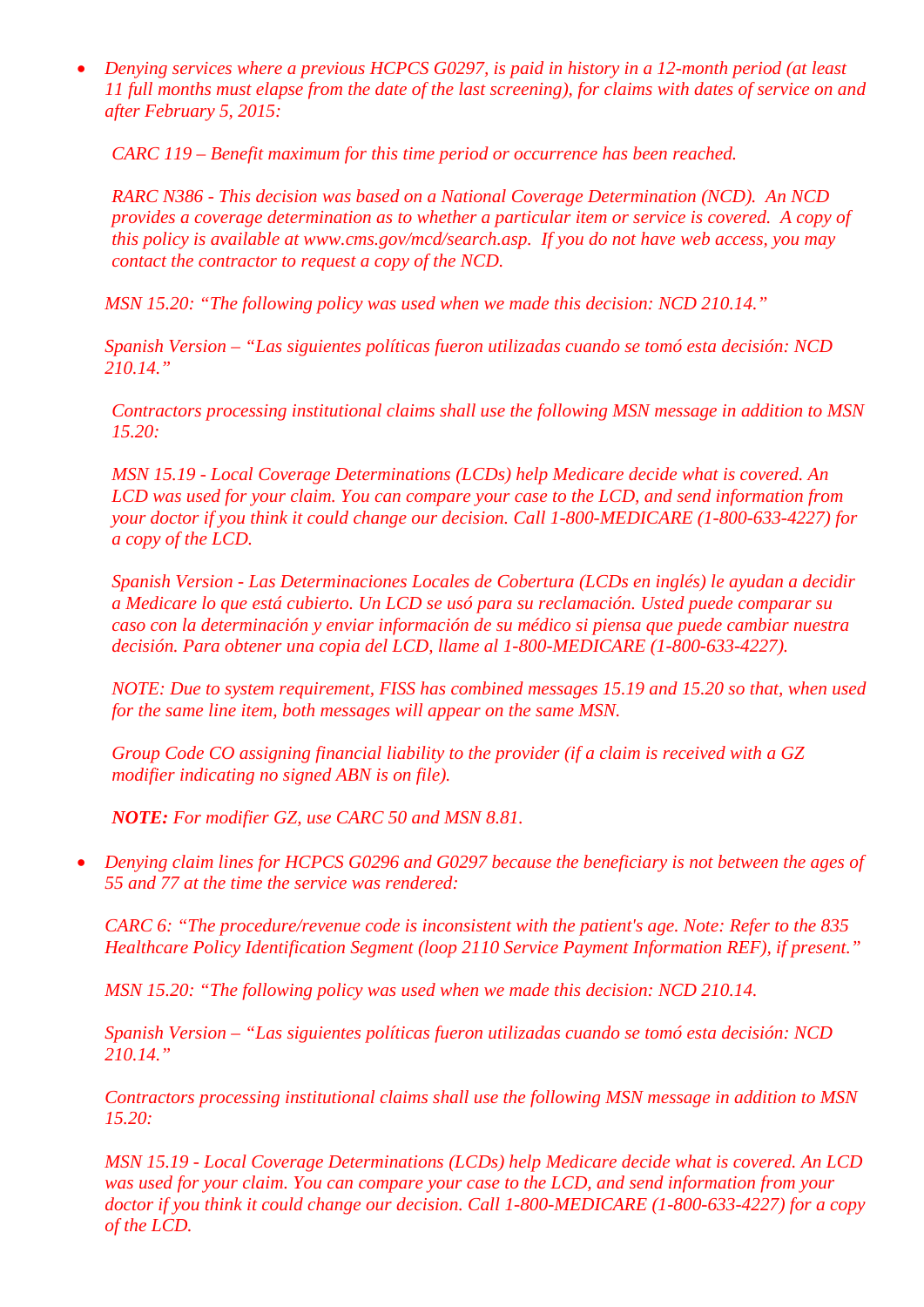- *Denying services where a previous HCPCS G0297, is paid in history in a 12-month period (at least 11 full months must elapse from the date of the last screening), for claims with dates of service on and after February 5, 2015:*

  *CARC 119 – Benefit maximum for this time period or occurrence has been reached.*

  *RARC N386 - This decision was based on a National Coverage Determination (NCD). An NCD provides a coverage determination as to whether a particular item or service is covered. A copy of this policy is available at www.cms.gov/mcd/search.asp. If you do not have web access, you may contact the contractor to request a copy of the NCD.*

  *MSN 15.20: "The following policy was used when we made this decision: NCD 210.14."*

  *Spanish Version – "Las siguientes políticas fueron utilizadas cuando se tomó esta decisión: NCD 210.14."*

  *Contractors processing institutional claims shall use the following MSN message in addition to MSN 15.20:*

  *MSN 15.19 - Local Coverage Determinations (LCDs) help Medicare decide what is covered. An LCD was used for your claim. You can compare your case to the LCD, and send information from your doctor if you think it could change our decision. Call 1-800-MEDICARE (1-800-633-4227) for a copy of the LCD.*

  *Spanish Version - Las Determinaciones Locales de Cobertura (LCDs en inglés) le ayudan a decidir a Medicare lo que está cubierto. Un LCD se usó para su reclamación. Usted puede comparar su caso con la determinación y enviar información de su médico si piensa que puede cambiar nuestra decisión. Para obtener una copia del LCD, llame al 1-800-MEDICARE (1-800-633-4227).*

  *NOTE: Due to system requirement, FISS has combined messages 15.19 and 15.20 so that, when used for the same line item, both messages will appear on the same MSN.*

  *Group Code CO assigning financial liability to the provider (if a claim is received with a GZ modifier indicating no signed ABN is on file).*

  ***NOTE:** For modifier GZ, use CARC 50 and MSN 8.81.*

- *Denying claim lines for HCPCS G0296 and G0297 because the beneficiary is not between the ages of 55 and 77 at the time the service was rendered:*

  *CARC 6: "The procedure/revenue code is inconsistent with the patient's age. Note: Refer to the 835 Healthcare Policy Identification Segment (loop 2110 Service Payment Information REF), if present."*

  *MSN 15.20: "The following policy was used when we made this decision: NCD 210.14.*

  *Spanish Version – "Las siguientes políticas fueron utilizadas cuando se tomó esta decisión: NCD 210.14."*

  *Contractors processing institutional claims shall use the following MSN message in addition to MSN 15.20:*

  *MSN 15.19 - Local Coverage Determinations (LCDs) help Medicare decide what is covered. An LCD was used for your claim. You can compare your case to the LCD, and send information from your doctor if you think it could change our decision. Call 1-800-MEDICARE (1-800-633-4227) for a copy of the LCD.*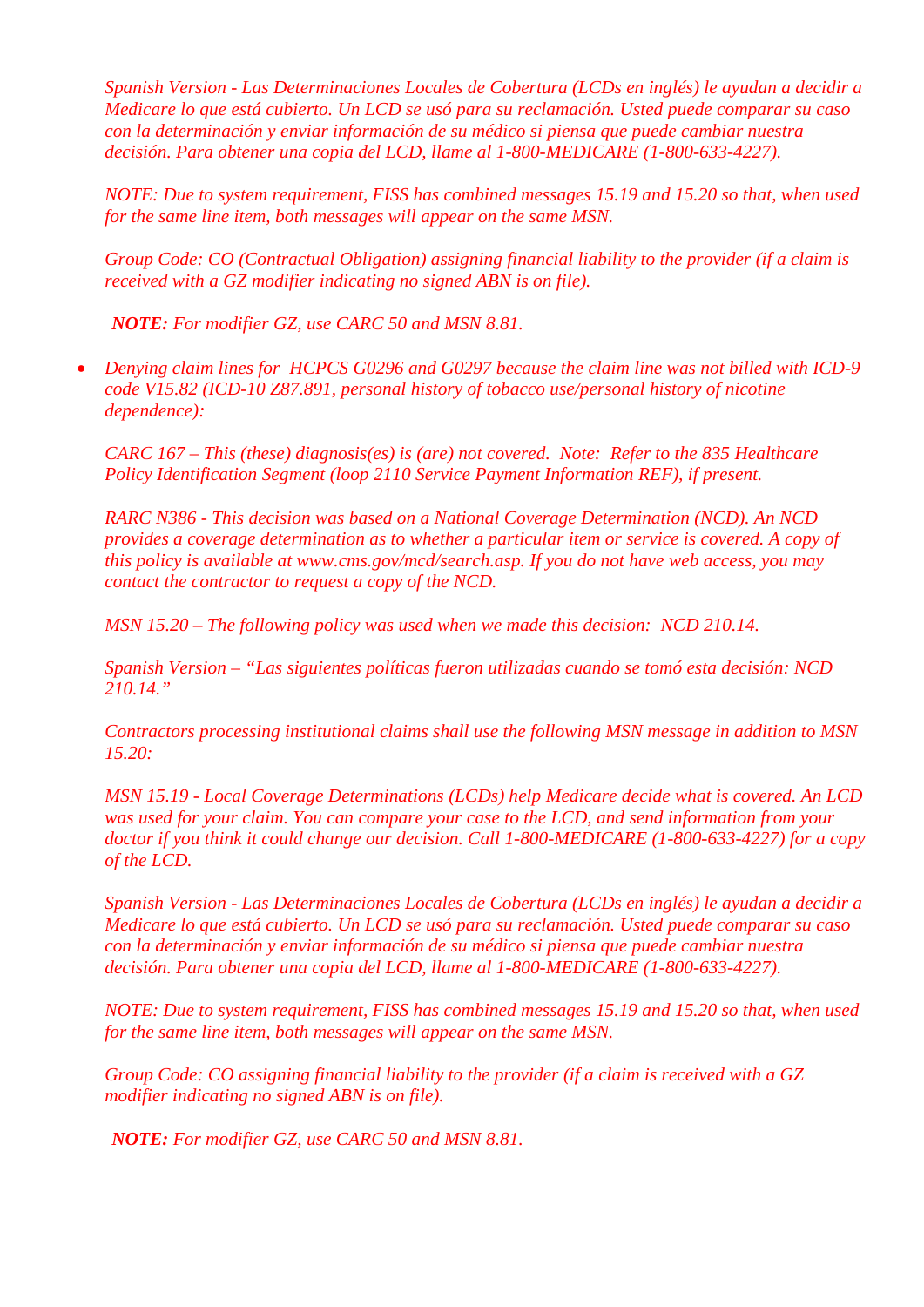*Spanish Version - Las Determinaciones Locales de Cobertura (LCDs en inglés) le ayudan a decidir a Medicare lo que está cubierto. Un LCD se usó para su reclamación. Usted puede comparar su caso con la determinación y enviar información de su médico si piensa que puede cambiar nuestra decisión. Para obtener una copia del LCD, llame al 1-800-MEDICARE (1-800-633-4227).*

*NOTE: Due to system requirement, FISS has combined messages 15.19 and 15.20 so that, when used for the same line item, both messages will appear on the same MSN.*

*Group Code: CO (Contractual Obligation) assigning financial liability to the provider (if a claim is received with a GZ modifier indicating no signed ABN is on file).*

***NOTE:** For modifier GZ, use CARC 50 and MSN 8.81.*

- *Denying claim lines for HCPCS G0296 and G0297 because the claim line was not billed with ICD-9 code V15.82 (ICD-10 Z87.891, personal history of tobacco use/personal history of nicotine dependence):*

  *CARC 167 – This (these) diagnosis(es) is (are) not covered. Note: Refer to the 835 Healthcare Policy Identification Segment (loop 2110 Service Payment Information REF), if present.*

  *RARC N386 - This decision was based on a National Coverage Determination (NCD). An NCD provides a coverage determination as to whether a particular item or service is covered. A copy of this policy is available at www.cms.gov/mcd/search.asp. If you do not have web access, you may contact the contractor to request a copy of the NCD.*

  *MSN 15.20 – The following policy was used when we made this decision: NCD 210.14.*

  *Spanish Version – "Las siguientes políticas fueron utilizadas cuando se tomó esta decisión: NCD 210.14."*

  *Contractors processing institutional claims shall use the following MSN message in addition to MSN 15.20:*

  *MSN 15.19 - Local Coverage Determinations (LCDs) help Medicare decide what is covered. An LCD was used for your claim. You can compare your case to the LCD, and send information from your doctor if you think it could change our decision. Call 1-800-MEDICARE (1-800-633-4227) for a copy of the LCD.*

  *Spanish Version - Las Determinaciones Locales de Cobertura (LCDs en inglés) le ayudan a decidir a Medicare lo que está cubierto. Un LCD se usó para su reclamación. Usted puede comparar su caso con la determinación y enviar información de su médico si piensa que puede cambiar nuestra decisión. Para obtener una copia del LCD, llame al 1-800-MEDICARE (1-800-633-4227).*

  *NOTE: Due to system requirement, FISS has combined messages 15.19 and 15.20 so that, when used for the same line item, both messages will appear on the same MSN.*

  *Group Code: CO assigning financial liability to the provider (if a claim is received with a GZ modifier indicating no signed ABN is on file).*

  ***NOTE:** For modifier GZ, use CARC 50 and MSN 8.81.*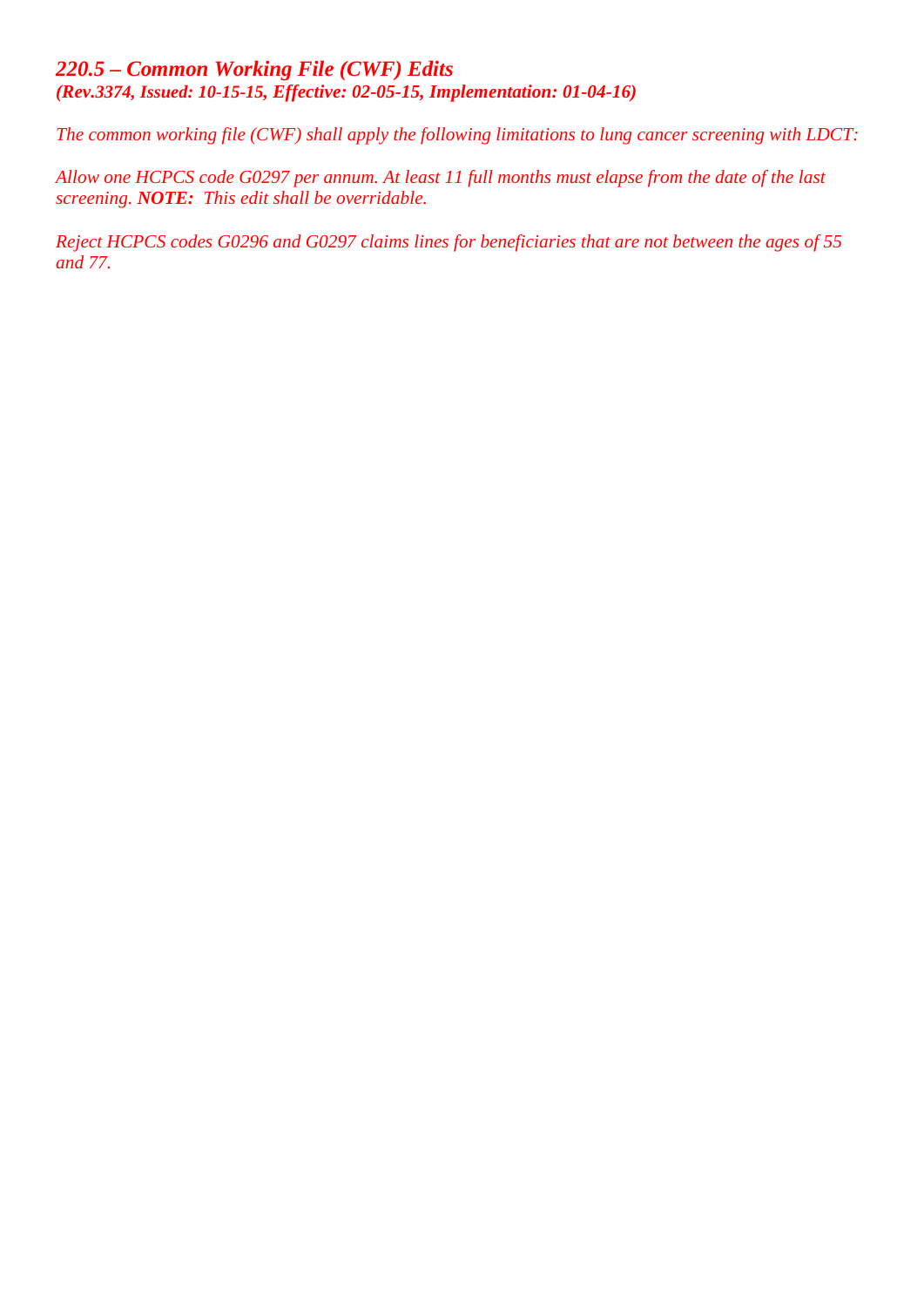## *220.5 – Common Working File (CWF) Edits*
***(Rev.3374, Issued: 10-15-15, Effective: 02-05-15, Implementation: 01-04-16)***

*The common working file (CWF) shall apply the following limitations to lung cancer screening with LDCT:*

*Allow one HCPCS code G0297 per annum. At least 11 full months must elapse from the date of the last screening.* ***NOTE:*** *This edit shall be overridable.*

*Reject HCPCS codes G0296 and G0297 claims lines for beneficiaries that are not between the ages of 55 and 77.*